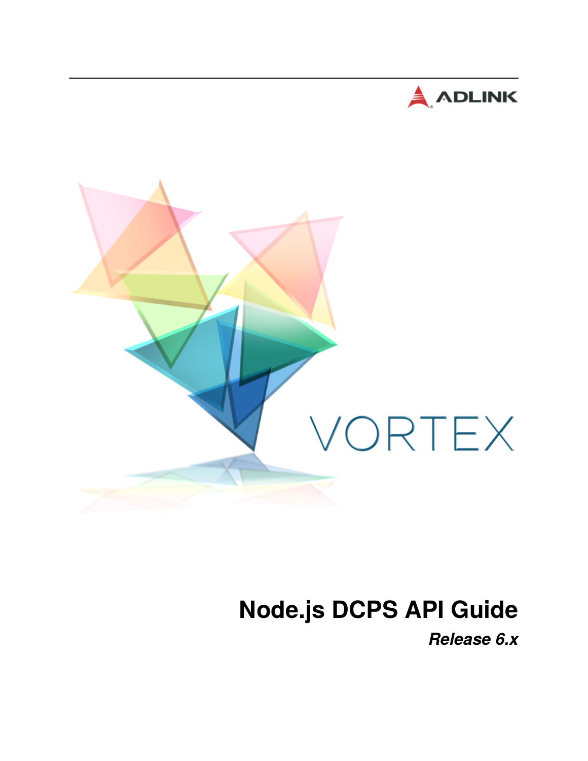ADLINK

VORTEX

# Node.js DCPS API Guide

***Release 6.x***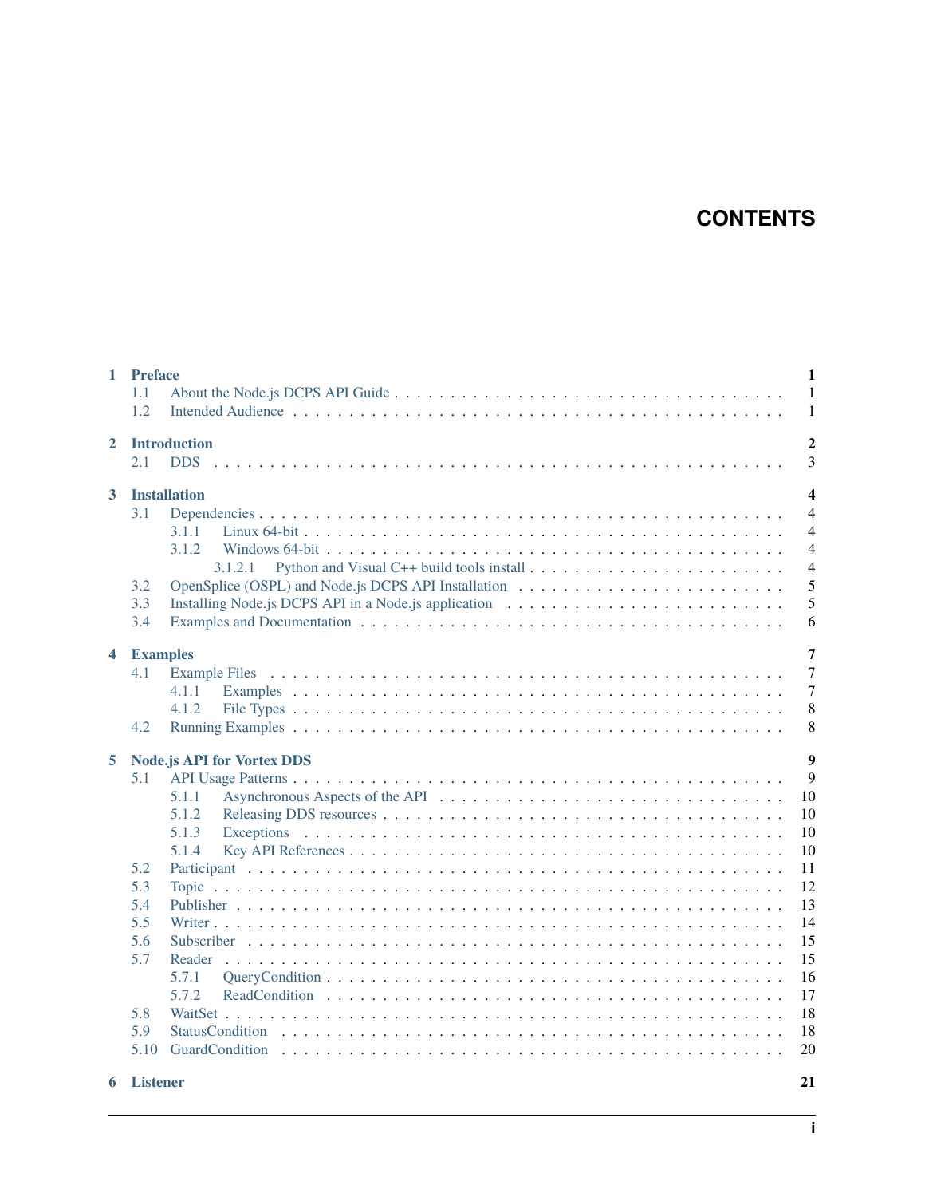# CONTENTS

**1 Preface** **1**
- 1.1 About the Node.js DCPS API Guide . . . . . . . . . . 1
- 1.2 Intended Audience . . . . . . . . . . 1

**2 Introduction** **2**
- 2.1 DDS . . . . . . . . . . 3

**3 Installation** **4**
- 3.1 Dependencies . . . . . . . . . . 4
  - 3.1.1 Linux 64-bit . . . . . . . . . . 4
  - 3.1.2 Windows 64-bit . . . . . . . . . . 4
    - 3.1.2.1 Python and Visual C++ build tools install . . . . . . . . . . 4
- 3.2 OpenSplice (OSPL) and Node.js DCPS API Installation . . . . . . . . . . 5
- 3.3 Installing Node.js DCPS API in a Node.js application . . . . . . . . . . 5
- 3.4 Examples and Documentation . . . . . . . . . . 6

**4 Examples** **7**
- 4.1 Example Files . . . . . . . . . . 7
  - 4.1.1 Examples . . . . . . . . . . 7
  - 4.1.2 File Types . . . . . . . . . . 8
- 4.2 Running Examples . . . . . . . . . . 8

**5 Node.js API for Vortex DDS** **9**
- 5.1 API Usage Patterns . . . . . . . . . . 9
  - 5.1.1 Asynchronous Aspects of the API . . . . . . . . . . 10
  - 5.1.2 Releasing DDS resources . . . . . . . . . . 10
  - 5.1.3 Exceptions . . . . . . . . . . 10
  - 5.1.4 Key API References . . . . . . . . . . 10
- 5.2 Participant . . . . . . . . . . 11
- 5.3 Topic . . . . . . . . . . 12
- 5.4 Publisher . . . . . . . . . . 13
- 5.5 Writer . . . . . . . . . . 14
- 5.6 Subscriber . . . . . . . . . . 15
- 5.7 Reader . . . . . . . . . . 15
  - 5.7.1 QueryCondition . . . . . . . . . . 16
  - 5.7.2 ReadCondition . . . . . . . . . . 17
- 5.8 WaitSet . . . . . . . . . . 18
- 5.9 StatusCondition . . . . . . . . . . 18
- 5.10 GuardCondition . . . . . . . . . . 20

**6 Listener** **21**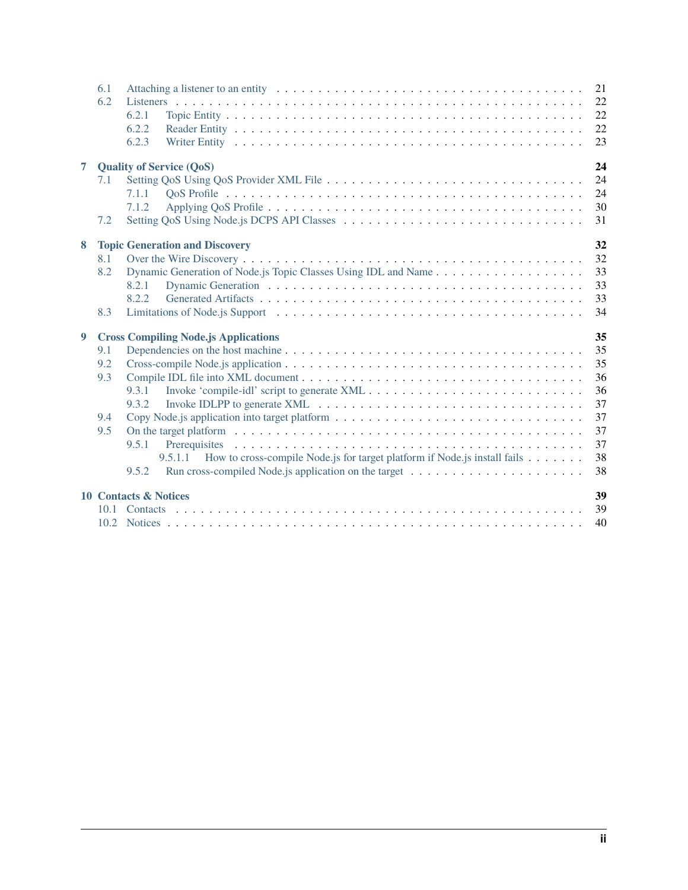- 6.1 Attaching a listener to an entity . . . . . 21
- 6.2 Listeners . . . . . 22
  - 6.2.1 Topic Entity . . . . . 22
  - 6.2.2 Reader Entity . . . . . 22
  - 6.2.3 Writer Entity . . . . . 23

**7 Quality of Service (QoS)** **24**
- 7.1 Setting QoS Using QoS Provider XML File . . . . . 24
  - 7.1.1 QoS Profile . . . . . 24
  - 7.1.2 Applying QoS Profile . . . . . 30
- 7.2 Setting QoS Using Node.js DCPS API Classes . . . . . 31

**8 Topic Generation and Discovery** **32**
- 8.1 Over the Wire Discovery . . . . . 32
- 8.2 Dynamic Generation of Node.js Topic Classes Using IDL and Name . . . . . 33
  - 8.2.1 Dynamic Generation . . . . . 33
  - 8.2.2 Generated Artifacts . . . . . 33
- 8.3 Limitations of Node.js Support . . . . . 34

**9 Cross Compiling Node.js Applications** **35**
- 9.1 Dependencies on the host machine . . . . . 35
- 9.2 Cross-compile Node.js application . . . . . 35
- 9.3 Compile IDL file into XML document . . . . . 36
  - 9.3.1 Invoke 'compile-idl' script to generate XML . . . . . 36
  - 9.3.2 Invoke IDLPP to generate XML . . . . . 37
- 9.4 Copy Node.js application into target platform . . . . . 37
- 9.5 On the target platform . . . . . 37
  - 9.5.1 Prerequisites . . . . . 37
    - 9.5.1.1 How to cross-compile Node.js for target platform if Node.js install fails . . . . . 38
  - 9.5.2 Run cross-compiled Node.js application on the target . . . . . 38

**10 Contacts & Notices** **39**
- 10.1 Contacts . . . . . 39
- 10.2 Notices . . . . . 40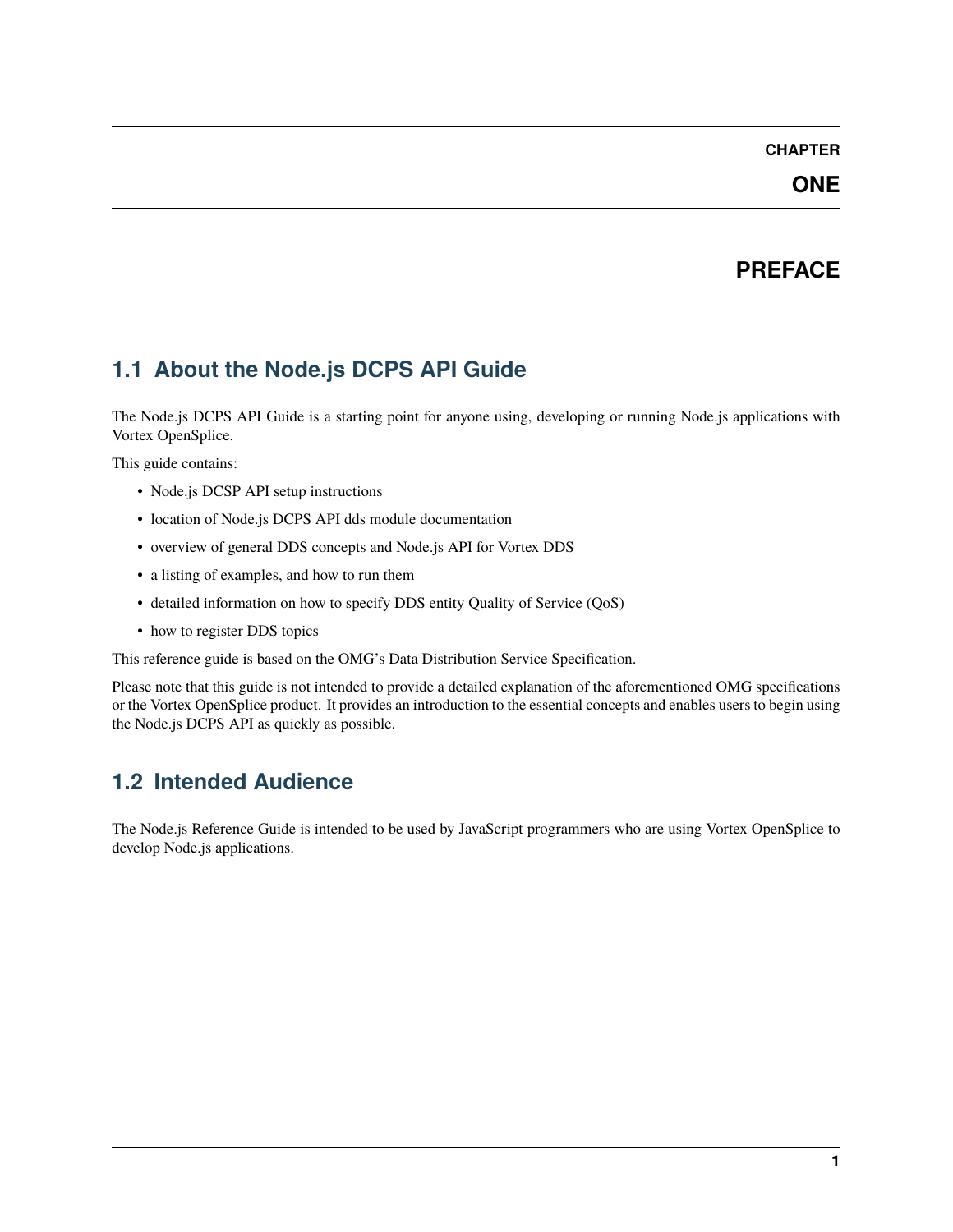# CHAPTER ONE

# PREFACE

## 1.1 About the Node.js DCPS API Guide

The Node.js DCPS API Guide is a starting point for anyone using, developing or running Node.js applications with Vortex OpenSplice.

This guide contains:

- Node.js DCSP API setup instructions
- location of Node.js DCPS API dds module documentation
- overview of general DDS concepts and Node.js API for Vortex DDS
- a listing of examples, and how to run them
- detailed information on how to specify DDS entity Quality of Service (QoS)
- how to register DDS topics

This reference guide is based on the OMG's Data Distribution Service Specification.

Please note that this guide is not intended to provide a detailed explanation of the aforementioned OMG specifications or the Vortex OpenSplice product. It provides an introduction to the essential concepts and enables users to begin using the Node.js DCPS API as quickly as possible.

## 1.2 Intended Audience

The Node.js Reference Guide is intended to be used by JavaScript programmers who are using Vortex OpenSplice to develop Node.js applications.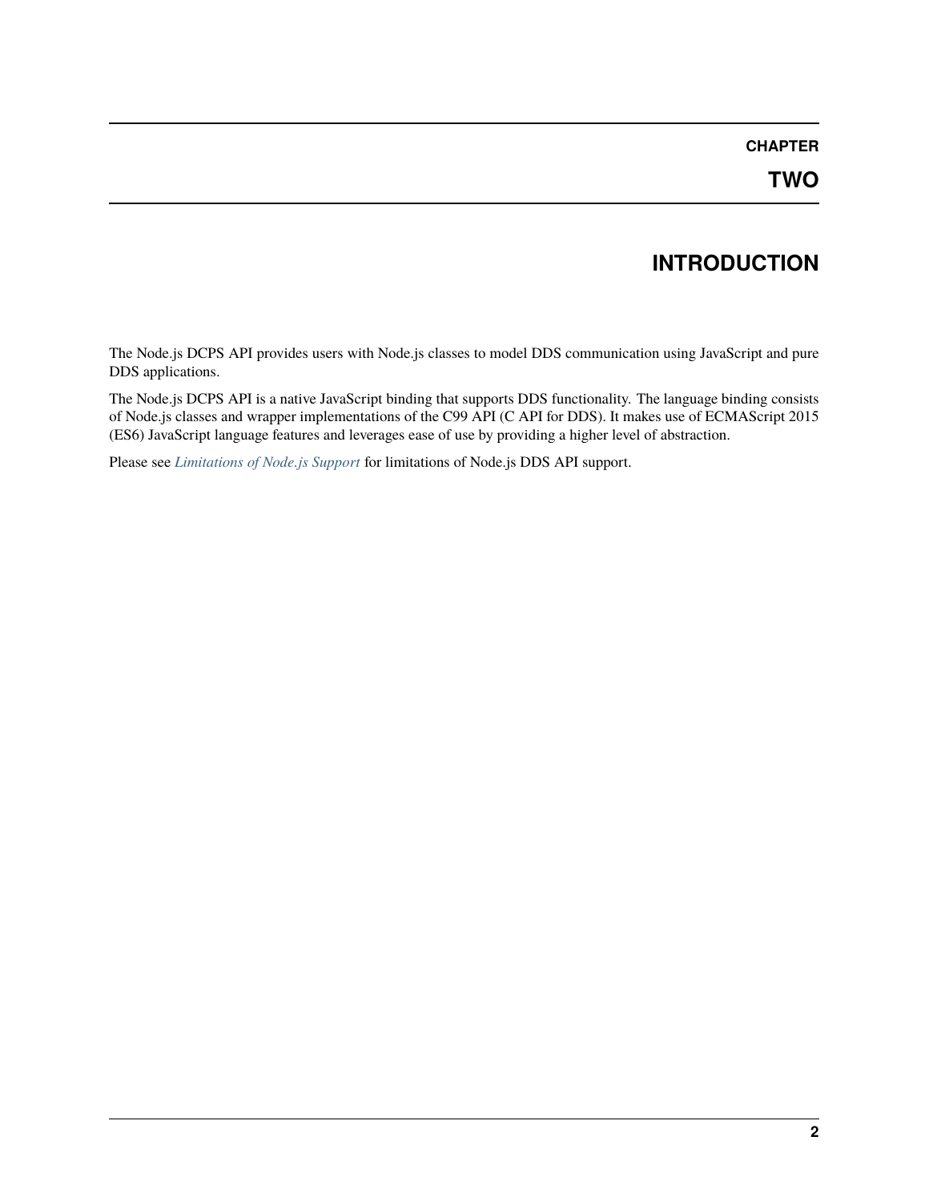# CHAPTER TWO

# INTRODUCTION

The Node.js DCPS API provides users with Node.js classes to model DDS communication using JavaScript and pure DDS applications.

The Node.js DCPS API is a native JavaScript binding that supports DDS functionality. The language binding consists of Node.js classes and wrapper implementations of the C99 API (C API for DDS). It makes use of ECMAScript 2015 (ES6) JavaScript language features and leverages ease of use by providing a higher level of abstraction.

Please see *Limitations of Node.js Support* for limitations of Node.js DDS API support.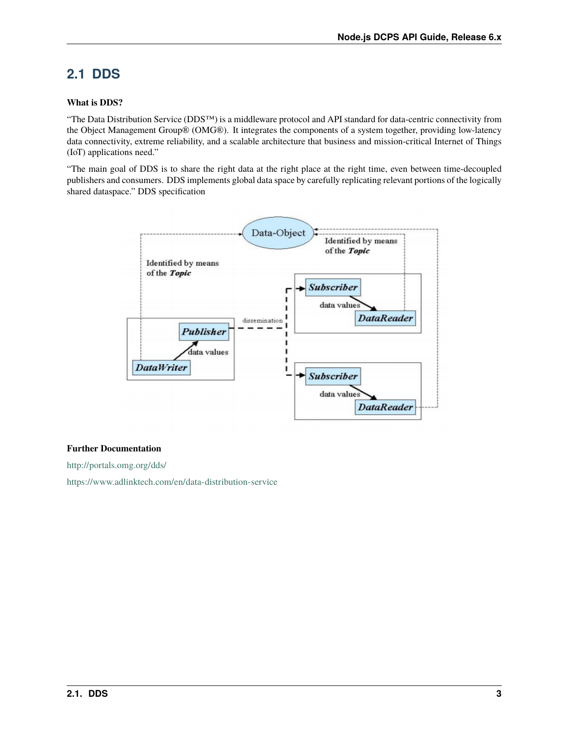## 2.1 DDS

**What is DDS?**

"The Data Distribution Service (DDS™) is a middleware protocol and API standard for data-centric connectivity from the Object Management Group® (OMG®). It integrates the components of a system together, providing low-latency data connectivity, extreme reliability, and a scalable architecture that business and mission-critical Internet of Things (IoT) applications need."

"The main goal of DDS is to share the right data at the right place at the right time, even between time-decoupled publishers and consumers. DDS implements global data space by carefully replicating relevant portions of the logically shared dataspace." DDS specification

**Further Documentation**

http://portals.omg.org/dds/

https://www.adlinktech.com/en/data-distribution-service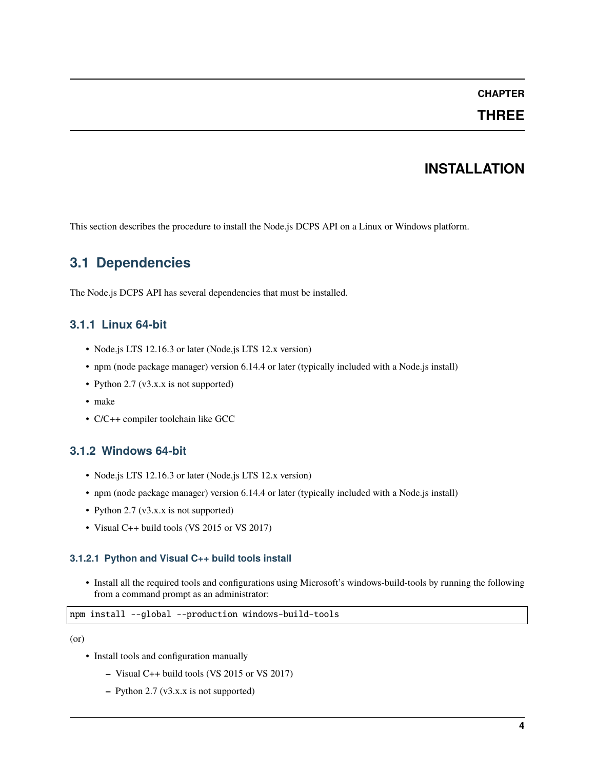# Chapter Three

# INSTALLATION

This section describes the procedure to install the Node.js DCPS API on a Linux or Windows platform.

## 3.1 Dependencies

The Node.js DCPS API has several dependencies that must be installed.

### 3.1.1 Linux 64-bit

- Node.js LTS 12.16.3 or later (Node.js LTS 12.x version)
- npm (node package manager) version 6.14.4 or later (typically included with a Node.js install)
- Python 2.7 (v3.x.x is not supported)
- make
- C/C++ compiler toolchain like GCC

### 3.1.2 Windows 64-bit

- Node.js LTS 12.16.3 or later (Node.js LTS 12.x version)
- npm (node package manager) version 6.14.4 or later (typically included with a Node.js install)
- Python 2.7 (v3.x.x is not supported)
- Visual C++ build tools (VS 2015 or VS 2017)

#### 3.1.2.1 Python and Visual C++ build tools install

- Install all the required tools and configurations using Microsoft's windows-build-tools by running the following from a command prompt as an administrator:

```
npm install --global --production windows-build-tools
```

(or)

- Install tools and configuration manually
  - Visual C++ build tools (VS 2015 or VS 2017)
  - Python 2.7 (v3.x.x is not supported)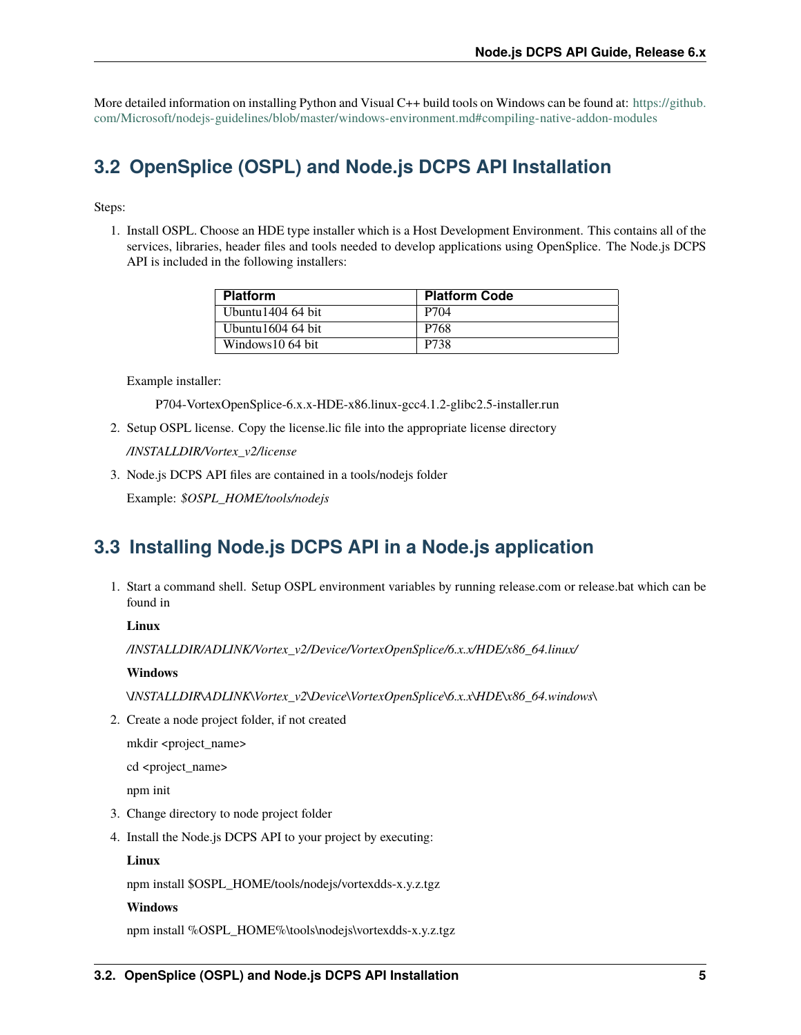More detailed information on installing Python and Visual C++ build tools on Windows can be found at: https://github.com/Microsoft/nodejs-guidelines/blob/master/windows-environment.md#compiling-native-addon-modules

## 3.2 OpenSplice (OSPL) and Node.js DCPS API Installation

Steps:

1. Install OSPL. Choose an HDE type installer which is a Host Development Environment. This contains all of the services, libraries, header files and tools needed to develop applications using OpenSplice. The Node.js DCPS API is included in the following installers:

   | Platform | Platform Code |
   | --- | --- |
   | Ubuntu1404 64 bit | P704 |
   | Ubuntu1604 64 bit | P768 |
   | Windows10 64 bit | P738 |

   Example installer:

   P704-VortexOpenSplice-6.x.x-HDE-x86.linux-gcc4.1.2-glibc2.5-installer.run

2. Setup OSPL license. Copy the license.lic file into the appropriate license directory

   */INSTALLDIR/Vortex_v2/license*

3. Node.js DCPS API files are contained in a tools/nodejs folder

   Example: *$OSPL_HOME/tools/nodejs*

## 3.3 Installing Node.js DCPS API in a Node.js application

1. Start a command shell. Setup OSPL environment variables by running release.com or release.bat which can be found in

   **Linux**

   */INSTALLDIR/ADLINK/Vortex_v2/Device/VortexOpenSplice/6.x.x/HDE/x86_64.linux/*

   **Windows**

   *\INSTALLDIR\ADLINK\Vortex_v2\Device\VortexOpenSplice\6.x.x\HDE\x86_64.windows\*

2. Create a node project folder, if not created

   mkdir <project_name>

   cd <project_name>

   npm init

3. Change directory to node project folder

4. Install the Node.js DCPS API to your project by executing:

   **Linux**

   npm install $OSPL_HOME/tools/nodejs/vortexdds-x.y.z.tgz

   **Windows**

   npm install %OSPL_HOME%\tools\nodejs\vortexdds-x.y.z.tgz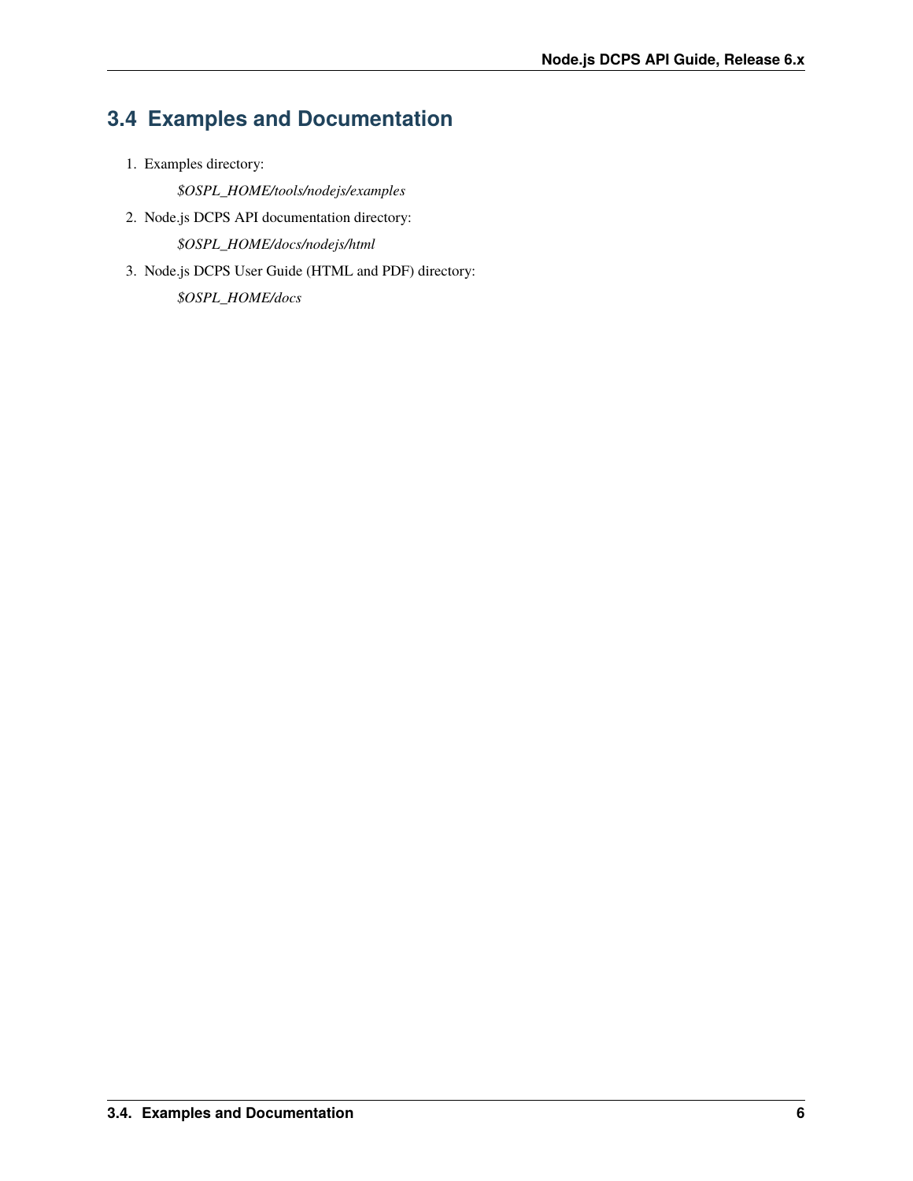## 3.4 Examples and Documentation

1. Examples directory:

   *$OSPL_HOME/tools/nodejs/examples*

2. Node.js DCPS API documentation directory:

   *$OSPL_HOME/docs/nodejs/html*

3. Node.js DCPS User Guide (HTML and PDF) directory:

   *$OSPL_HOME/docs*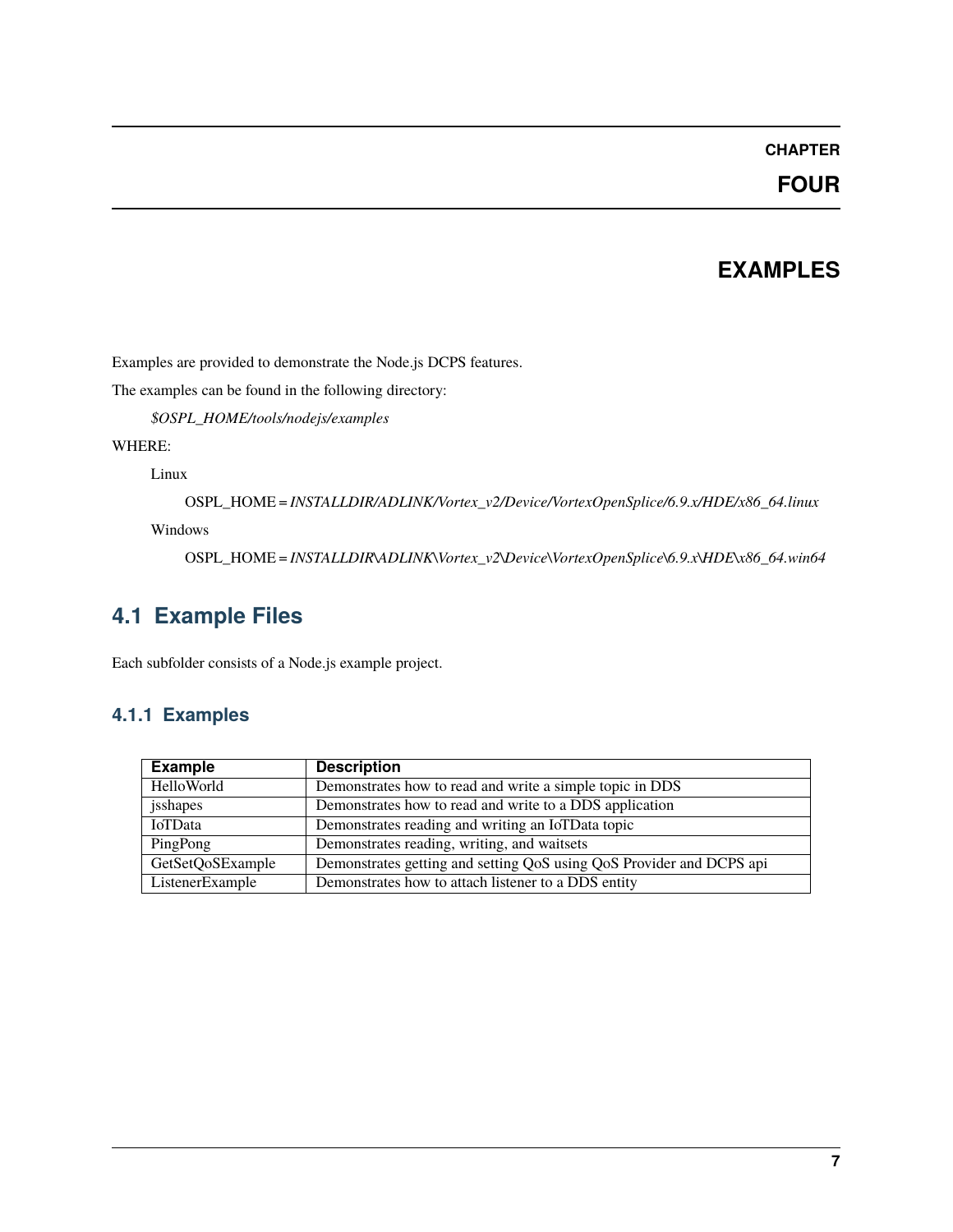# CHAPTER FOUR

# EXAMPLES

Examples are provided to demonstrate the Node.js DCPS features.

The examples can be found in the following directory:

*$OSPL_HOME/tools/nodejs/examples*

WHERE:

Linux

OSPL_HOME = *INSTALLDIR/ADLINK/Vortex_v2/Device/VortexOpenSplice/6.9.x/HDE/x86_64.linux*

Windows

OSPL_HOME = *INSTALLDIR\ADLINK\Vortex_v2\Device\VortexOpenSplice\6.9.x\HDE\x86_64.win64*

## 4.1 Example Files

Each subfolder consists of a Node.js example project.

### 4.1.1 Examples

| Example | Description |
|---|---|
| HelloWorld | Demonstrates how to read and write a simple topic in DDS |
| jsshapes | Demonstrates how to read and write to a DDS application |
| IoTData | Demonstrates reading and writing an IoTData topic |
| PingPong | Demonstrates reading, writing, and waitsets |
| GetSetQoSExample | Demonstrates getting and setting QoS using QoS Provider and DCPS api |
| ListenerExample | Demonstrates how to attach listener to a DDS entity |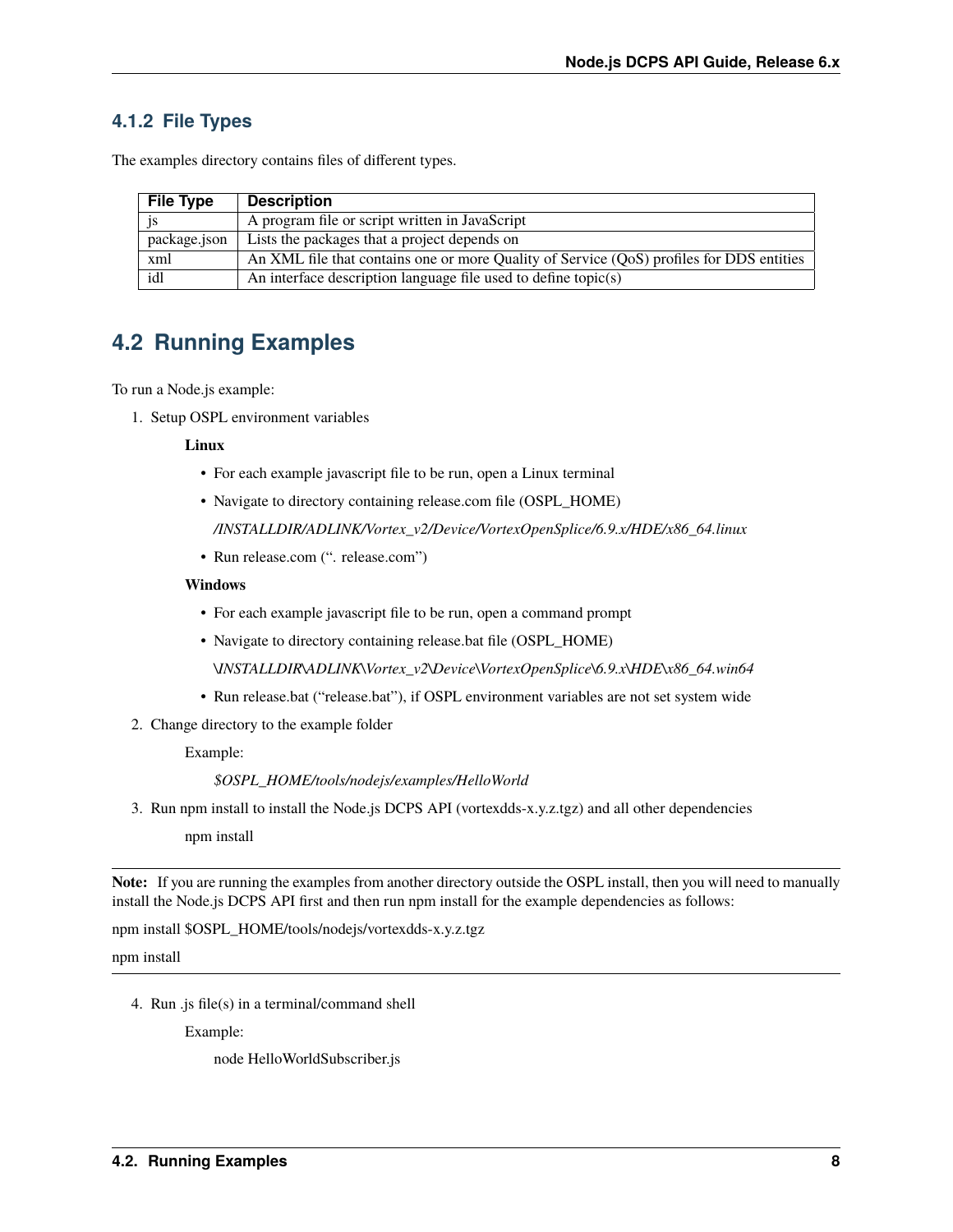### 4.1.2 File Types

The examples directory contains files of different types.

| File Type | Description |
|---|---|
| js | A program file or script written in JavaScript |
| package.json | Lists the packages that a project depends on |
| xml | An XML file that contains one or more Quality of Service (QoS) profiles for DDS entities |
| idl | An interface description language file used to define topic(s) |

## 4.2 Running Examples

To run a Node.js example:

1. Setup OSPL environment variables

   **Linux**

   - For each example javascript file to be run, open a Linux terminal
   - Navigate to directory containing release.com file (OSPL_HOME)

     */INSTALLDIR/ADLINK/Vortex_v2/Device/VortexOpenSplice/6.9.x/HDE/x86_64.linux*

   - Run release.com (". release.com")

   **Windows**

   - For each example javascript file to be run, open a command prompt
   - Navigate to directory containing release.bat file (OSPL_HOME)

     *\INSTALLDIR\ADLINK\Vortex_v2\Device\VortexOpenSplice\6.9.x\HDE\x86_64.win64*

   - Run release.bat ("release.bat"), if OSPL environment variables are not set system wide

2. Change directory to the example folder

   Example:

   *$OSPL_HOME/tools/nodejs/examples/HelloWorld*

3. Run npm install to install the Node.js DCPS API (vortexdds-x.y.z.tgz) and all other dependencies

   npm install

---

**Note:** If you are running the examples from another directory outside the OSPL install, then you will need to manually install the Node.js DCPS API first and then run npm install for the example dependencies as follows:

npm install $OSPL_HOME/tools/nodejs/vortexdds-x.y.z.tgz

npm install

---

4. Run .js file(s) in a terminal/command shell

   Example:

   node HelloWorldSubscriber.js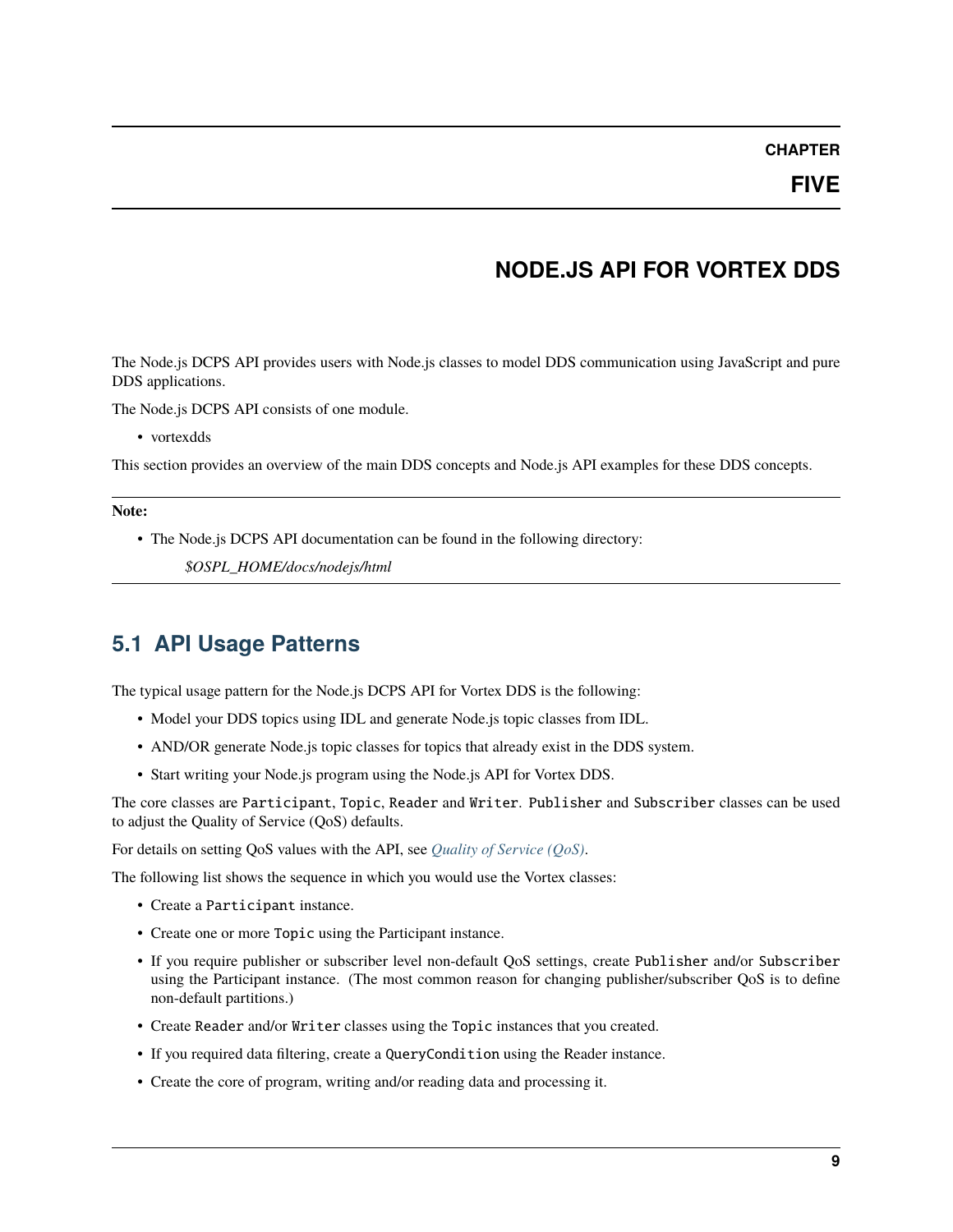# CHAPTER FIVE

# NODE.JS API FOR VORTEX DDS

The Node.js DCPS API provides users with Node.js classes to model DDS communication using JavaScript and pure DDS applications.

The Node.js DCPS API consists of one module.

- vortexdds

This section provides an overview of the main DDS concepts and Node.js API examples for these DDS concepts.

**Note:**

- The Node.js DCPS API documentation can be found in the following directory:

  *$OSPL_HOME/docs/nodejs/html*

## 5.1 API Usage Patterns

The typical usage pattern for the Node.js DCPS API for Vortex DDS is the following:

- Model your DDS topics using IDL and generate Node.js topic classes from IDL.
- AND/OR generate Node.js topic classes for topics that already exist in the DDS system.
- Start writing your Node.js program using the Node.js API for Vortex DDS.

The core classes are `Participant`, `Topic`, `Reader` and `Writer`. `Publisher` and `Subscriber` classes can be used to adjust the Quality of Service (QoS) defaults.

For details on setting QoS values with the API, see *Quality of Service (QoS)*.

The following list shows the sequence in which you would use the Vortex classes:

- Create a `Participant` instance.
- Create one or more `Topic` using the Participant instance.
- If you require publisher or subscriber level non-default QoS settings, create `Publisher` and/or `Subscriber` using the Participant instance. (The most common reason for changing publisher/subscriber QoS is to define non-default partitions.)
- Create `Reader` and/or `Writer` classes using the `Topic` instances that you created.
- If you required data filtering, create a `QueryCondition` using the Reader instance.
- Create the core of program, writing and/or reading data and processing it.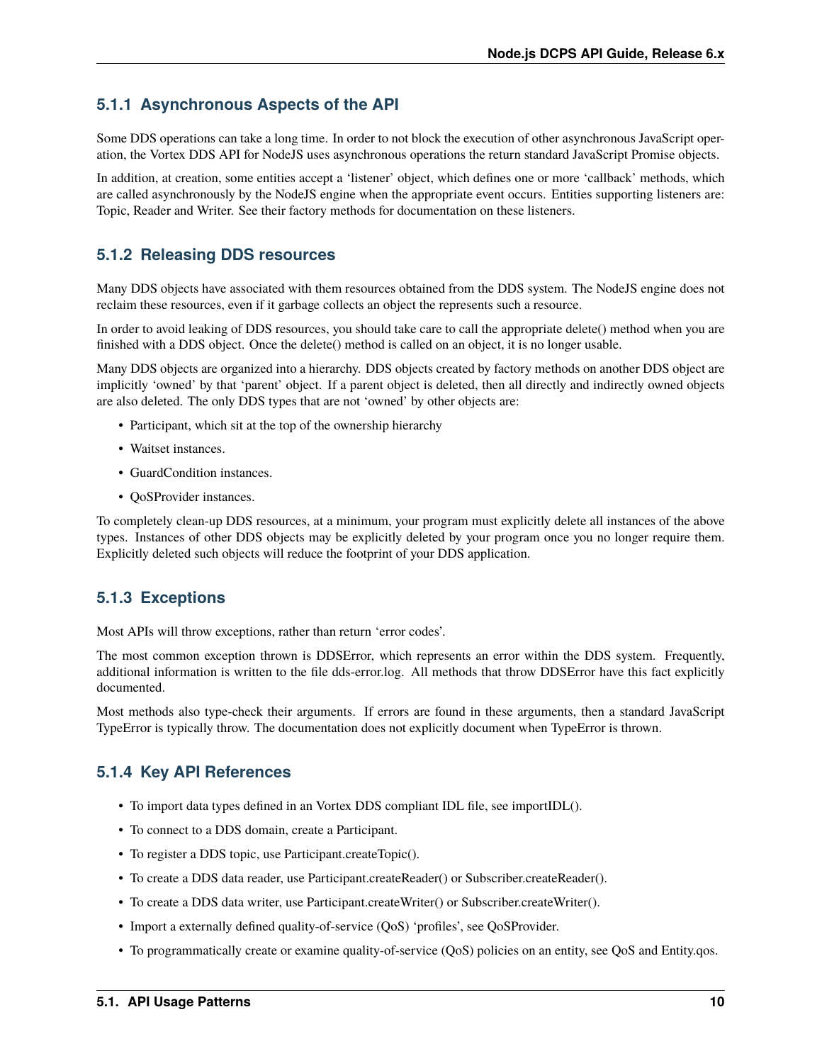### 5.1.1 Asynchronous Aspects of the API

Some DDS operations can take a long time. In order to not block the execution of other asynchronous JavaScript operation, the Vortex DDS API for NodeJS uses asynchronous operations the return standard JavaScript Promise objects.

In addition, at creation, some entities accept a 'listener' object, which defines one or more 'callback' methods, which are called asynchronously by the NodeJS engine when the appropriate event occurs. Entities supporting listeners are: Topic, Reader and Writer. See their factory methods for documentation on these listeners.

### 5.1.2 Releasing DDS resources

Many DDS objects have associated with them resources obtained from the DDS system. The NodeJS engine does not reclaim these resources, even if it garbage collects an object the represents such a resource.

In order to avoid leaking of DDS resources, you should take care to call the appropriate delete() method when you are finished with a DDS object. Once the delete() method is called on an object, it is no longer usable.

Many DDS objects are organized into a hierarchy. DDS objects created by factory methods on another DDS object are implicitly 'owned' by that 'parent' object. If a parent object is deleted, then all directly and indirectly owned objects are also deleted. The only DDS types that are not 'owned' by other objects are:

- Participant, which sit at the top of the ownership hierarchy
- Waitset instances.
- GuardCondition instances.
- QoSProvider instances.

To completely clean-up DDS resources, at a minimum, your program must explicitly delete all instances of the above types. Instances of other DDS objects may be explicitly deleted by your program once you no longer require them. Explicitly deleted such objects will reduce the footprint of your DDS application.

### 5.1.3 Exceptions

Most APIs will throw exceptions, rather than return 'error codes'.

The most common exception thrown is DDSError, which represents an error within the DDS system. Frequently, additional information is written to the file dds-error.log. All methods that throw DDSError have this fact explicitly documented.

Most methods also type-check their arguments. If errors are found in these arguments, then a standard JavaScript TypeError is typically throw. The documentation does not explicitly document when TypeError is thrown.

### 5.1.4 Key API References

- To import data types defined in an Vortex DDS compliant IDL file, see importIDL().
- To connect to a DDS domain, create a Participant.
- To register a DDS topic, use Participant.createTopic().
- To create a DDS data reader, use Participant.createReader() or Subscriber.createReader().
- To create a DDS data writer, use Participant.createWriter() or Subscriber.createWriter().
- Import a externally defined quality-of-service (QoS) 'profiles', see QoSProvider.
- To programmatically create or examine quality-of-service (QoS) policies on an entity, see QoS and Entity.qos.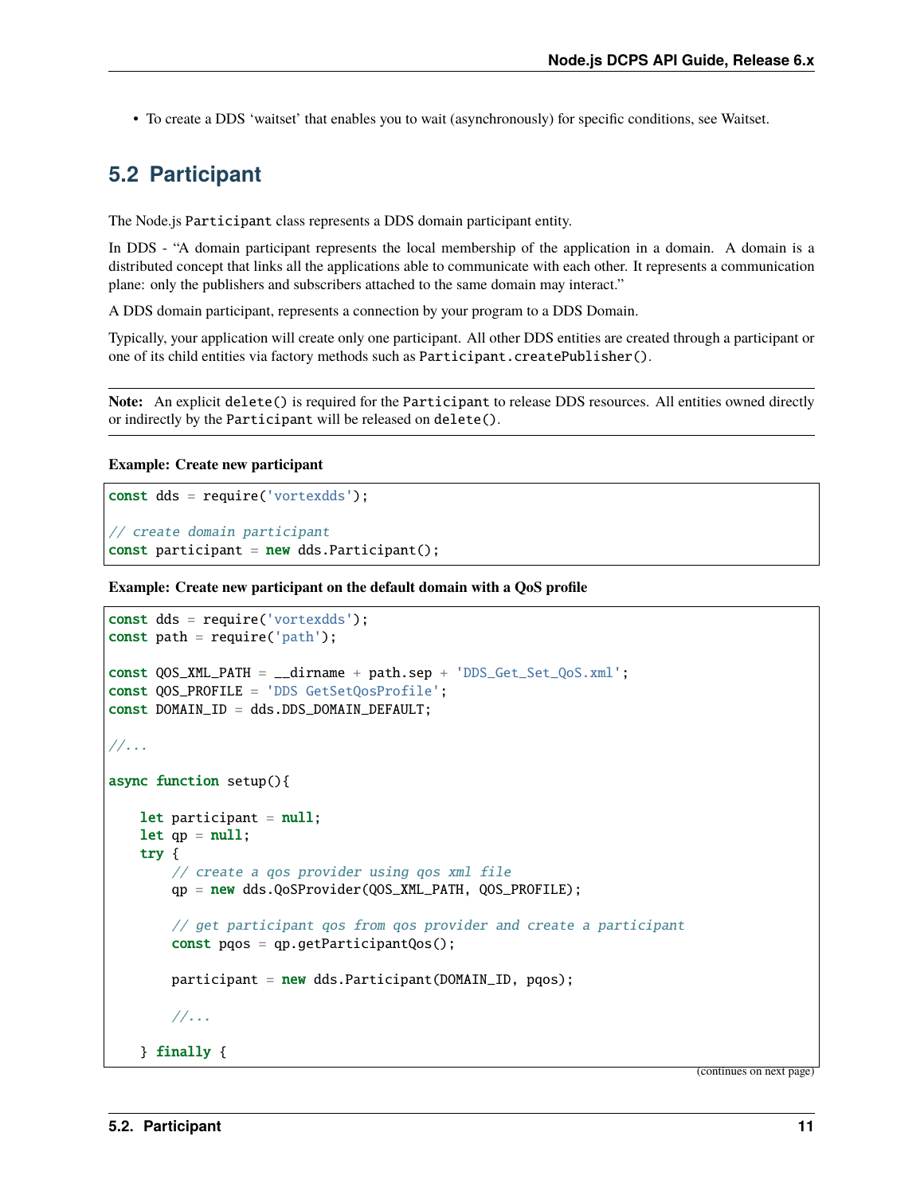- To create a DDS 'waitset' that enables you to wait (asynchronously) for specific conditions, see Waitset.

## 5.2 Participant

The Node.js `Participant` class represents a DDS domain participant entity.

In DDS - "A domain participant represents the local membership of the application in a domain. A domain is a distributed concept that links all the applications able to communicate with each other. It represents a communication plane: only the publishers and subscribers attached to the same domain may interact."

A DDS domain participant, represents a connection by your program to a DDS Domain.

Typically, your application will create only one participant. All other DDS entities are created through a participant or one of its child entities via factory methods such as `Participant.createPublisher()`.

**Note:** An explicit `delete()` is required for the `Participant` to release DDS resources. All entities owned directly or indirectly by the `Participant` will be released on `delete()`.

**Example: Create new participant**

```
const dds = require('vortexdds');

// create domain participant
const participant = new dds.Participant();
```

**Example: Create new participant on the default domain with a QoS profile**

```
const dds = require('vortexdds');
const path = require('path');

const QOS_XML_PATH = __dirname + path.sep + 'DDS_Get_Set_QoS.xml';
const QOS_PROFILE = 'DDS GetSetQosProfile';
const DOMAIN_ID = dds.DDS_DOMAIN_DEFAULT;

//...

async function setup(){

    let participant = null;
    let qp = null;
    try {
        // create a qos provider using qos xml file
        qp = new dds.QoSProvider(QOS_XML_PATH, QOS_PROFILE);

        // get participant qos from qos provider and create a participant
        const pqos = qp.getParticipantQos();

        participant = new dds.Participant(DOMAIN_ID, pqos);

        //...

    } finally {
```

(continues on next page)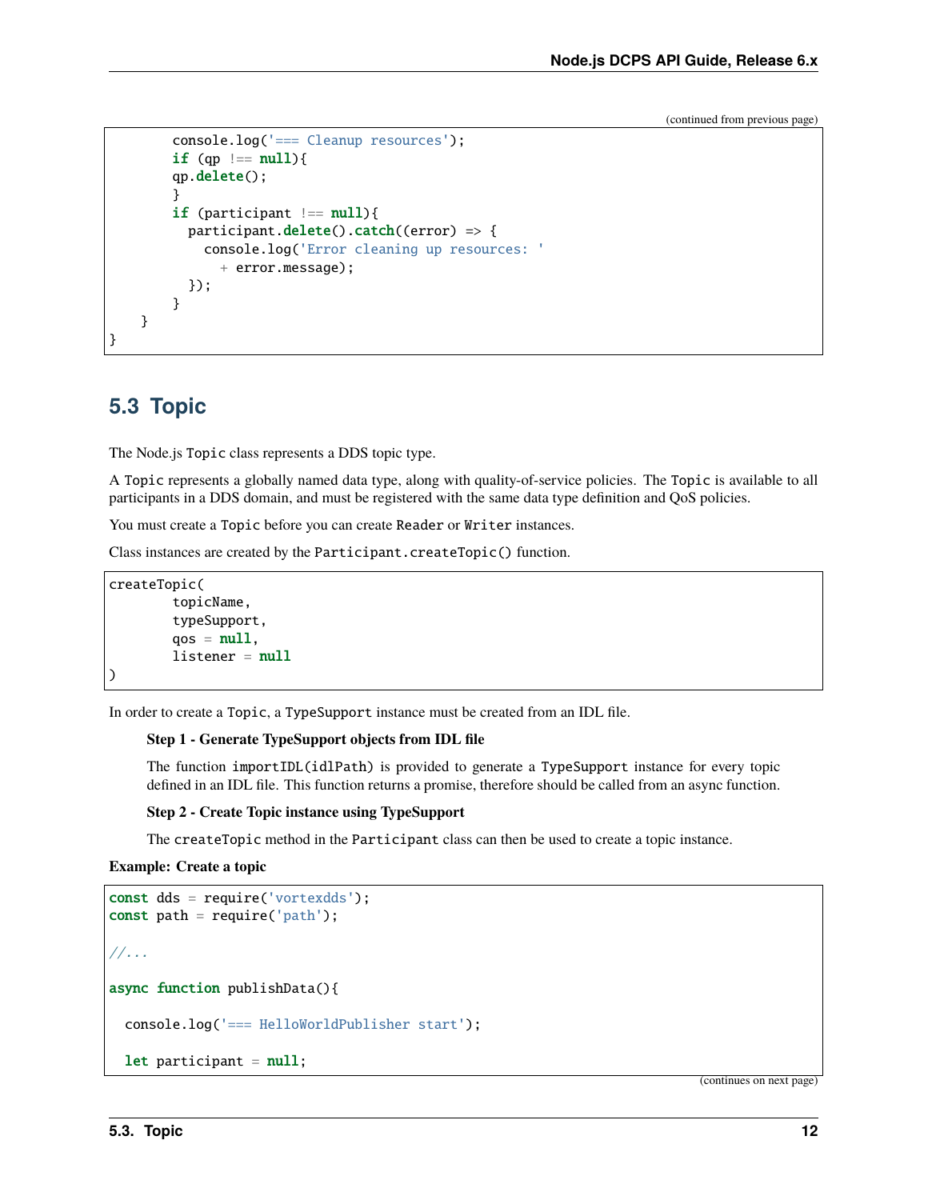(continued from previous page)

```
        console.log('=== Cleanup resources');
        if (qp !== null){
        qp.delete();
        }
        if (participant !== null){
          participant.delete().catch((error) => {
            console.log('Error cleaning up resources: '
              + error.message);
          });
        }
    }
}
```

## 5.3 Topic

The Node.js `Topic` class represents a DDS topic type.

A `Topic` represents a globally named data type, along with quality-of-service policies. The `Topic` is available to all participants in a DDS domain, and must be registered with the same data type definition and QoS policies.

You must create a `Topic` before you can create `Reader` or `Writer` instances.

Class instances are created by the `Participant.createTopic()` function.

```
createTopic(
        topicName,
        typeSupport,
        qos = null,
        listener = null
)
```

In order to create a `Topic`, a `TypeSupport` instance must be created from an IDL file.

**Step 1 - Generate TypeSupport objects from IDL file**

The function `importIDL(idlPath)` is provided to generate a `TypeSupport` instance for every topic defined in an IDL file. This function returns a promise, therefore should be called from an async function.

**Step 2 - Create Topic instance using TypeSupport**

The `createTopic` method in the `Participant` class can then be used to create a topic instance.

**Example: Create a topic**

```
const dds = require('vortexdds');
const path = require('path');

//...

async function publishData(){

  console.log('=== HelloWorldPublisher start');

  let participant = null;
```

(continues on next page)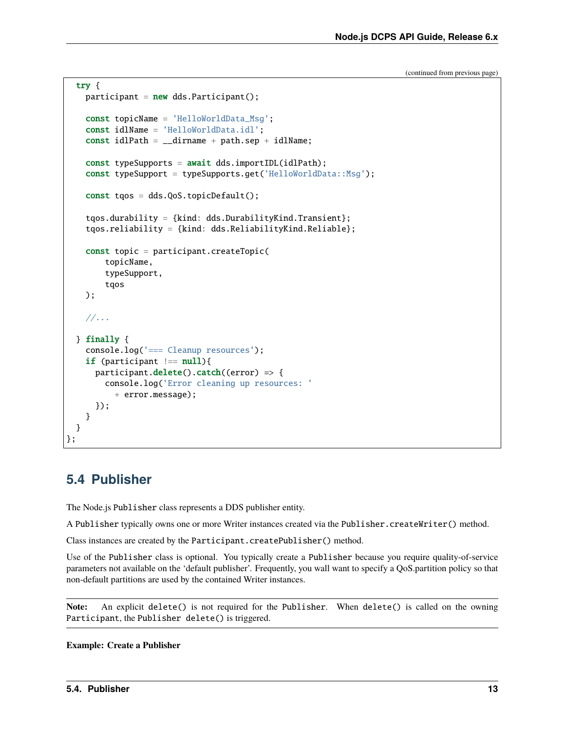(continued from previous page)

```
  try {
    participant = new dds.Participant();

    const topicName = 'HelloWorldData_Msg';
    const idlName = 'HelloWorldData.idl';
    const idlPath = __dirname + path.sep + idlName;

    const typeSupports = await dds.importIDL(idlPath);
    const typeSupport = typeSupports.get('HelloWorldData::Msg');

    const tqos = dds.QoS.topicDefault();

    tqos.durability = {kind: dds.DurabilityKind.Transient};
    tqos.reliability = {kind: dds.ReliabilityKind.Reliable};

    const topic = participant.createTopic(
        topicName,
        typeSupport,
        tqos
    );

    //...

  } finally {
    console.log('=== Cleanup resources');
    if (participant !== null){
      participant.delete().catch((error) => {
        console.log('Error cleaning up resources: '
          + error.message);
      });
    }
  }
};
```

## 5.4 Publisher

The Node.js `Publisher` class represents a DDS publisher entity.

A `Publisher` typically owns one or more Writer instances created via the `Publisher.createWriter()` method.

Class instances are created by the `Participant.createPublisher()` method.

Use of the `Publisher` class is optional. You typically create a `Publisher` because you require quality-of-service parameters not available on the 'default publisher'. Frequently, you wall want to specify a QoS.partition policy so that non-default partitions are used by the contained Writer instances.

**Note:** An explicit `delete()` is not required for the `Publisher`. When `delete()` is called on the owning `Participant`, the `Publisher delete()` is triggered.

**Example: Create a Publisher**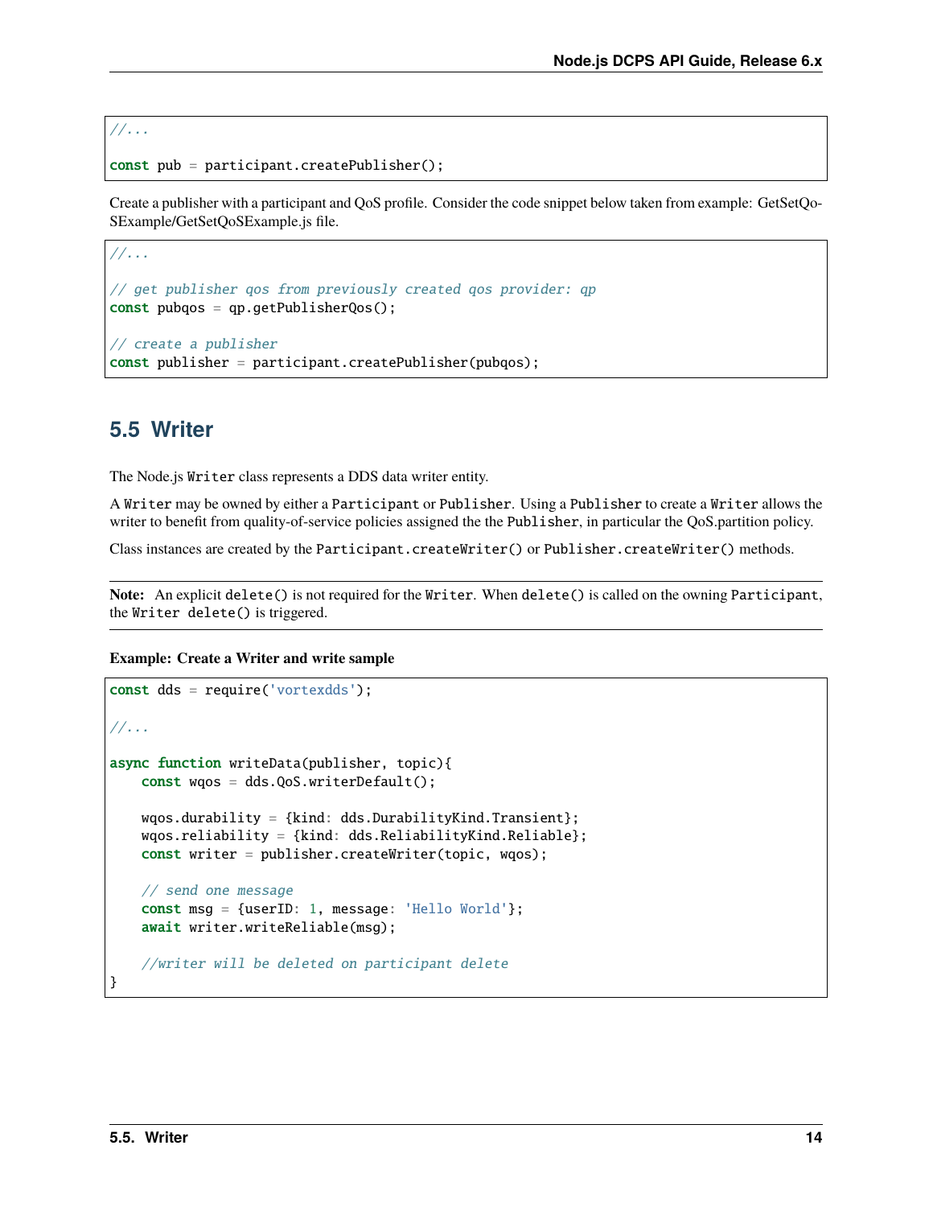```
//...

const pub = participant.createPublisher();
```

Create a publisher with a participant and QoS profile. Consider the code snippet below taken from example: GetSetQoSExample/GetSetQoSExample.js file.

```
//...

// get publisher qos from previously created qos provider: qp
const pubqos = qp.getPublisherQos();

// create a publisher
const publisher = participant.createPublisher(pubqos);
```

## 5.5 Writer

The Node.js `Writer` class represents a DDS data writer entity.

A `Writer` may be owned by either a `Participant` or `Publisher`. Using a `Publisher` to create a `Writer` allows the writer to benefit from quality-of-service policies assigned the the `Publisher`, in particular the QoS.partition policy.

Class instances are created by the `Participant.createWriter()` or `Publisher.createWriter()` methods.

---

**Note:** An explicit `delete()` is not required for the `Writer`. When `delete()` is called on the owning `Participant`, the `Writer delete()` is triggered.

---

**Example: Create a Writer and write sample**

```
const dds = require('vortexdds');

//...

async function writeData(publisher, topic){
    const wqos = dds.QoS.writerDefault();

    wqos.durability = {kind: dds.DurabilityKind.Transient};
    wqos.reliability = {kind: dds.ReliabilityKind.Reliable};
    const writer = publisher.createWriter(topic, wqos);

    // send one message
    const msg = {userID: 1, message: 'Hello World'};
    await writer.writeReliable(msg);

    //writer will be deleted on participant delete
}
```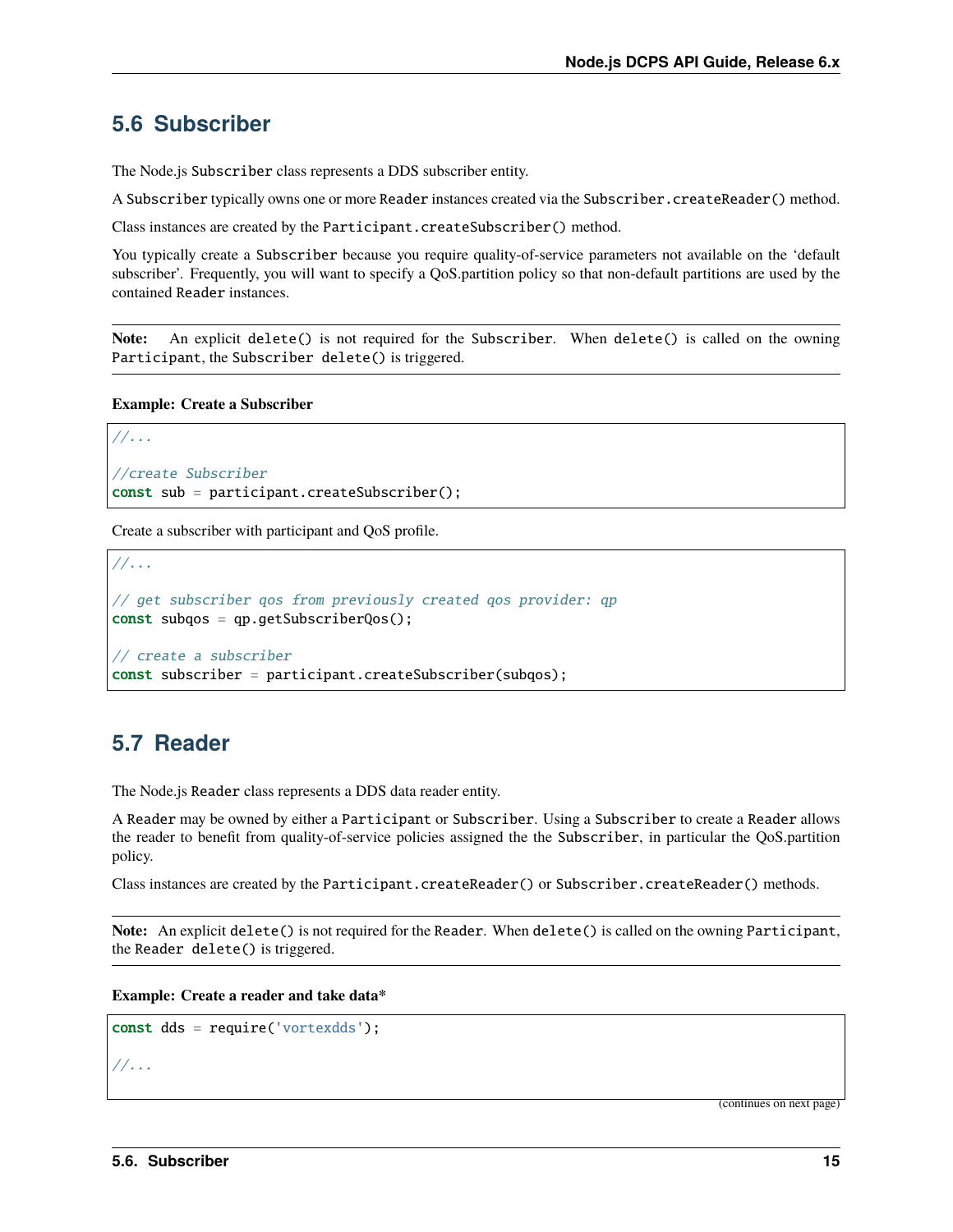## 5.6 Subscriber

The Node.js `Subscriber` class represents a DDS subscriber entity.

A `Subscriber` typically owns one or more `Reader` instances created via the `Subscriber.createReader()` method.

Class instances are created by the `Participant.createSubscriber()` method.

You typically create a `Subscriber` because you require quality-of-service parameters not available on the 'default subscriber'. Frequently, you will want to specify a QoS.partition policy so that non-default partitions are used by the contained `Reader` instances.

**Note:** An explicit `delete()` is not required for the `Subscriber`. When `delete()` is called on the owning `Participant`, the `Subscriber delete()` is triggered.

**Example: Create a Subscriber**

```
//...

//create Subscriber
const sub = participant.createSubscriber();
```

Create a subscriber with participant and QoS profile.

```
//...

// get subscriber qos from previously created qos provider: qp
const subqos = qp.getSubscriberQos();

// create a subscriber
const subscriber = participant.createSubscriber(subqos);
```

## 5.7 Reader

The Node.js `Reader` class represents a DDS data reader entity.

A `Reader` may be owned by either a `Participant` or `Subscriber`. Using a `Subscriber` to create a `Reader` allows the reader to benefit from quality-of-service policies assigned the the `Subscriber`, in particular the QoS.partition policy.

Class instances are created by the `Participant.createReader()` or `Subscriber.createReader()` methods.

**Note:** An explicit `delete()` is not required for the `Reader`. When `delete()` is called on the owning `Participant`, the `Reader delete()` is triggered.

**Example: Create a reader and take data***

```
const dds = require('vortexdds');

//...
```

(continues on next page)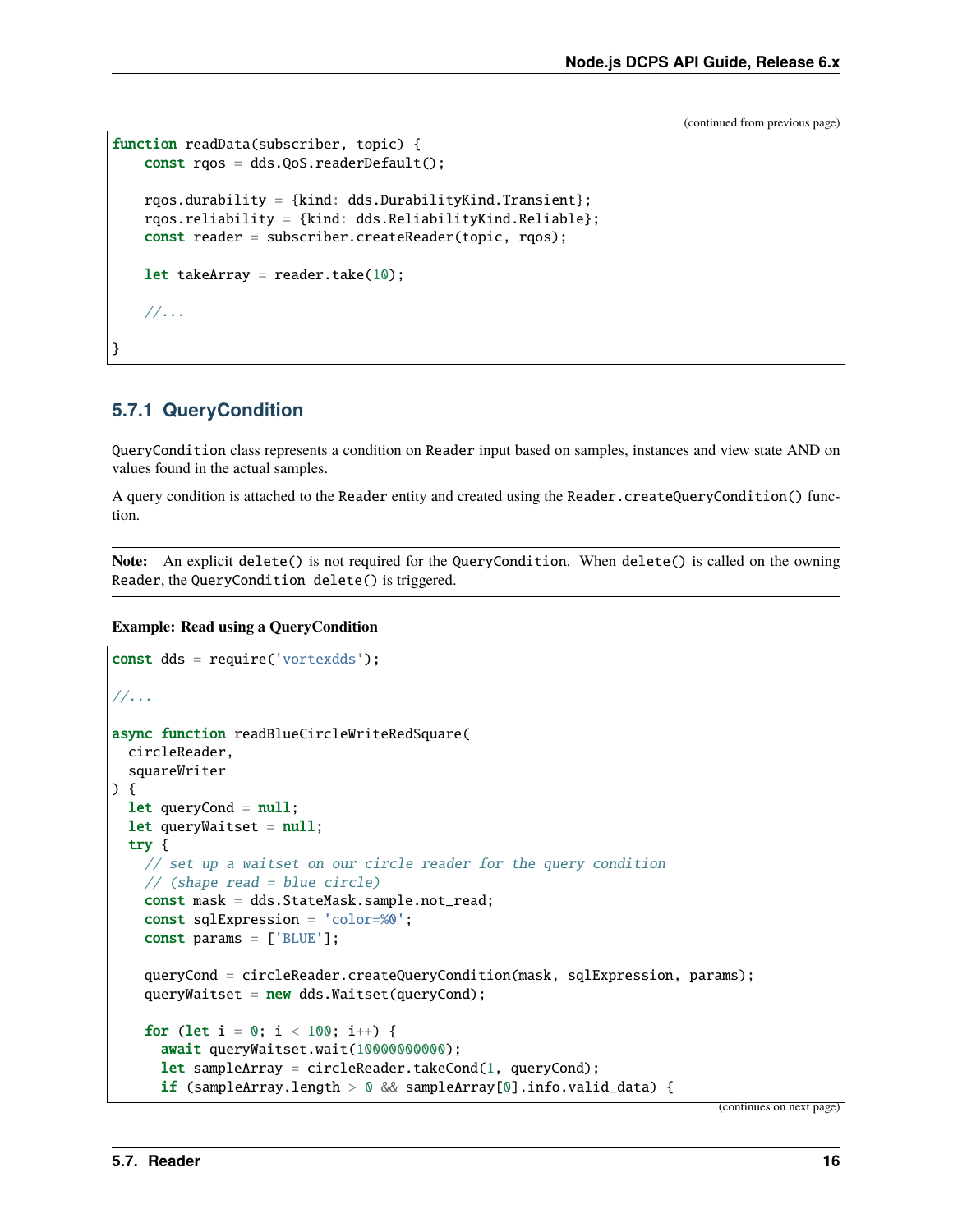(continued from previous page)

```
function readData(subscriber, topic) {
    const rqos = dds.QoS.readerDefault();

    rqos.durability = {kind: dds.DurabilityKind.Transient};
    rqos.reliability = {kind: dds.ReliabilityKind.Reliable};
    const reader = subscriber.createReader(topic, rqos);

    let takeArray = reader.take(10);

    //...

}
```

### 5.7.1 QueryCondition

QueryCondition class represents a condition on Reader input based on samples, instances and view state AND on values found in the actual samples.

A query condition is attached to the Reader entity and created using the Reader.createQueryCondition() function.

**Note:** An explicit delete() is not required for the QueryCondition. When delete() is called on the owning Reader, the QueryCondition delete() is triggered.

**Example: Read using a QueryCondition**

```
const dds = require('vortexdds');

//...

async function readBlueCircleWriteRedSquare(
  circleReader,
  squareWriter
) {
  let queryCond = null;
  let queryWaitset = null;
  try {
    // set up a waitset on our circle reader for the query condition
    // (shape read = blue circle)
    const mask = dds.StateMask.sample.not_read;
    const sqlExpression = 'color=%0';
    const params = ['BLUE'];

    queryCond = circleReader.createQueryCondition(mask, sqlExpression, params);
    queryWaitset = new dds.Waitset(queryCond);

    for (let i = 0; i < 100; i++) {
      await queryWaitset.wait(10000000000);
      let sampleArray = circleReader.takeCond(1, queryCond);
      if (sampleArray.length > 0 && sampleArray[0].info.valid_data) {
```

(continues on next page)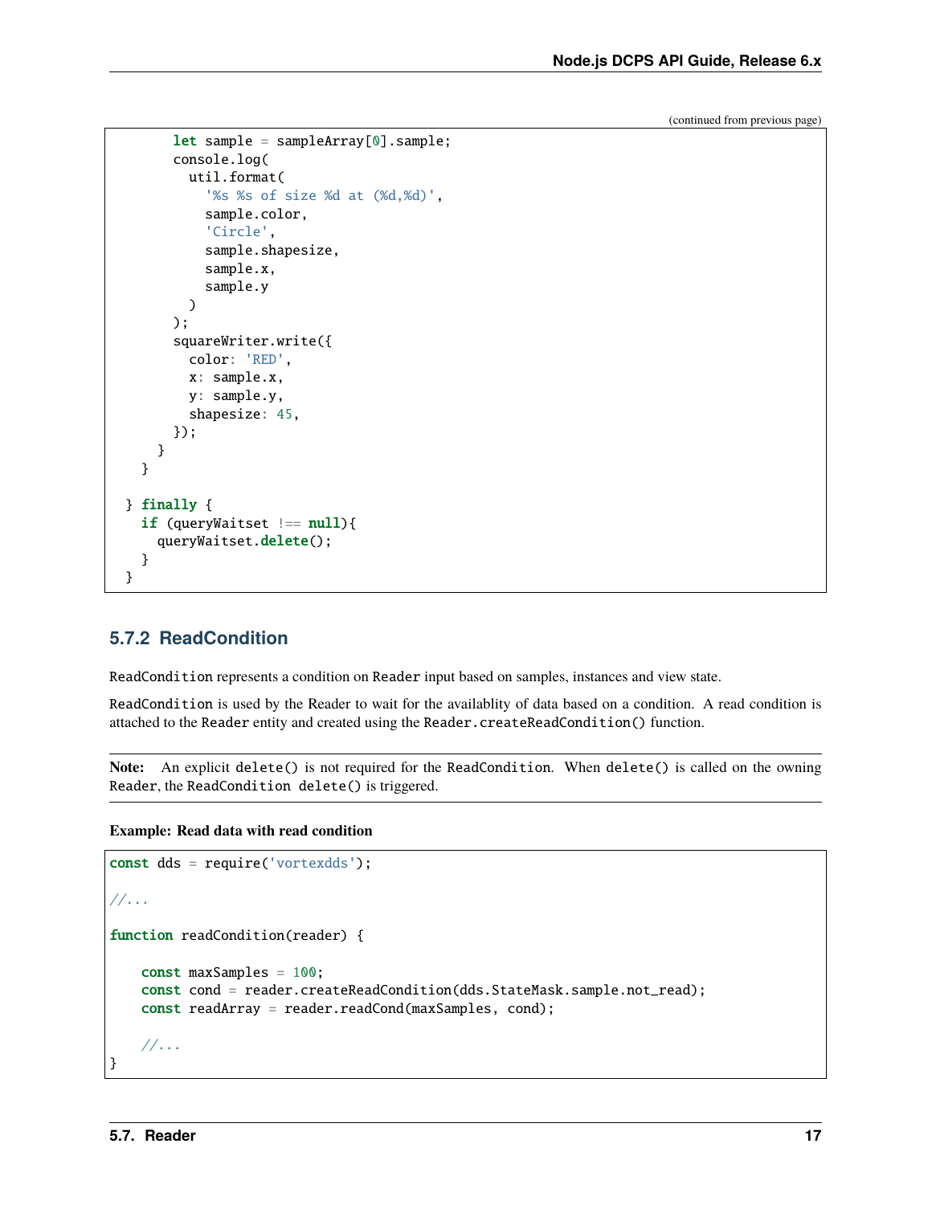(continued from previous page)

```
        let sample = sampleArray[0].sample;
        console.log(
          util.format(
            '%s %s of size %d at (%d,%d)',
            sample.color,
            'Circle',
            sample.shapesize,
            sample.x,
            sample.y
          )
        );
        squareWriter.write({
          color: 'RED',
          x: sample.x,
          y: sample.y,
          shapesize: 45,
        });
      }
    }

  } finally {
    if (queryWaitset !== null){
      queryWaitset.delete();
    }
  }
```

### 5.7.2 ReadCondition

`ReadCondition` represents a condition on `Reader` input based on samples, instances and view state.

`ReadCondition` is used by the Reader to wait for the availablity of data based on a condition. A read condition is attached to the `Reader` entity and created using the `Reader.createReadCondition()` function.

---

**Note:** An explicit `delete()` is not required for the `ReadCondition`. When `delete()` is called on the owning `Reader`, the `ReadCondition delete()` is triggered.

---

**Example: Read data with read condition**

```
const dds = require('vortexdds');

//...

function readCondition(reader) {

    const maxSamples = 100;
    const cond = reader.createReadCondition(dds.StateMask.sample.not_read);
    const readArray = reader.readCond(maxSamples, cond);

    //...
}
```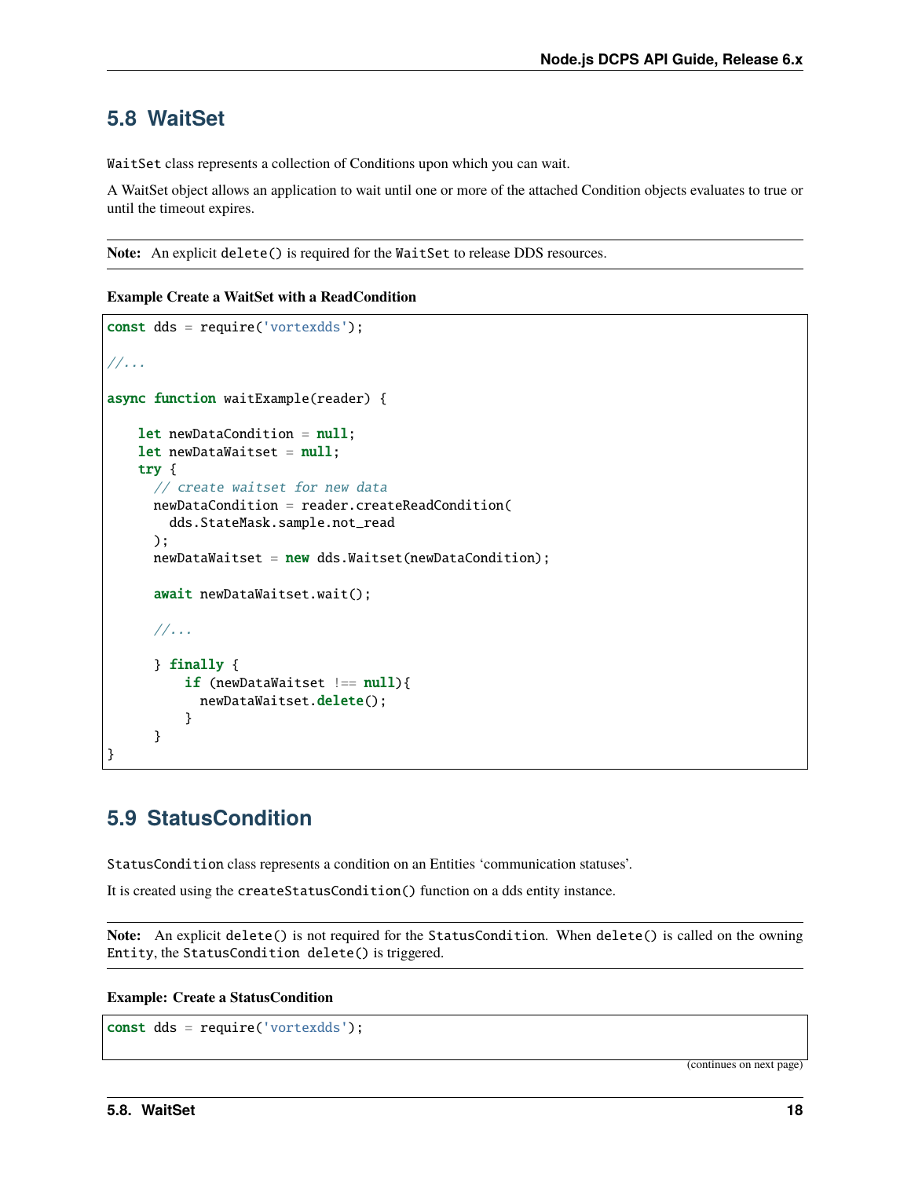## 5.8 WaitSet

`WaitSet` class represents a collection of Conditions upon which you can wait.

A WaitSet object allows an application to wait until one or more of the attached Condition objects evaluates to true or until the timeout expires.

**Note:** An explicit `delete()` is required for the `WaitSet` to release DDS resources.

**Example Create a WaitSet with a ReadCondition**

```
const dds = require('vortexdds');

//...

async function waitExample(reader) {

    let newDataCondition = null;
    let newDataWaitset = null;
    try {
      // create waitset for new data
      newDataCondition = reader.createReadCondition(
        dds.StateMask.sample.not_read
      );
      newDataWaitset = new dds.Waitset(newDataCondition);

      await newDataWaitset.wait();

      //...

      } finally {
          if (newDataWaitset !== null){
            newDataWaitset.delete();
          }
      }
}
```

## 5.9 StatusCondition

`StatusCondition` class represents a condition on an Entities 'communication statuses'.

It is created using the `createStatusCondition()` function on a dds entity instance.

**Note:** An explicit `delete()` is not required for the `StatusCondition`. When `delete()` is called on the owning `Entity`, the `StatusCondition delete()` is triggered.

**Example: Create a StatusCondition**

```
const dds = require('vortexdds');
```

(continues on next page)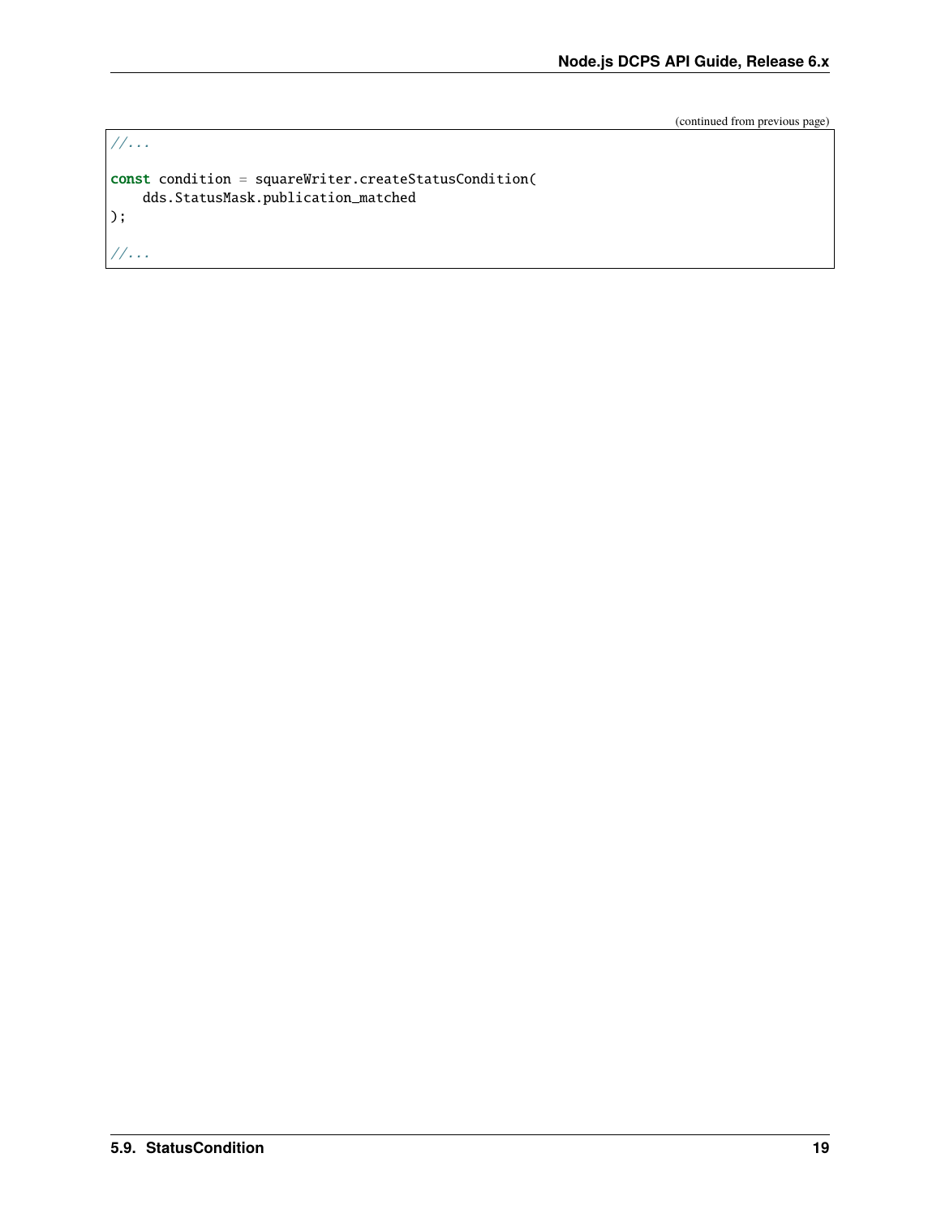(continued from previous page)

```
//...

const condition = squareWriter.createStatusCondition(
    dds.StatusMask.publication_matched
);

//...
```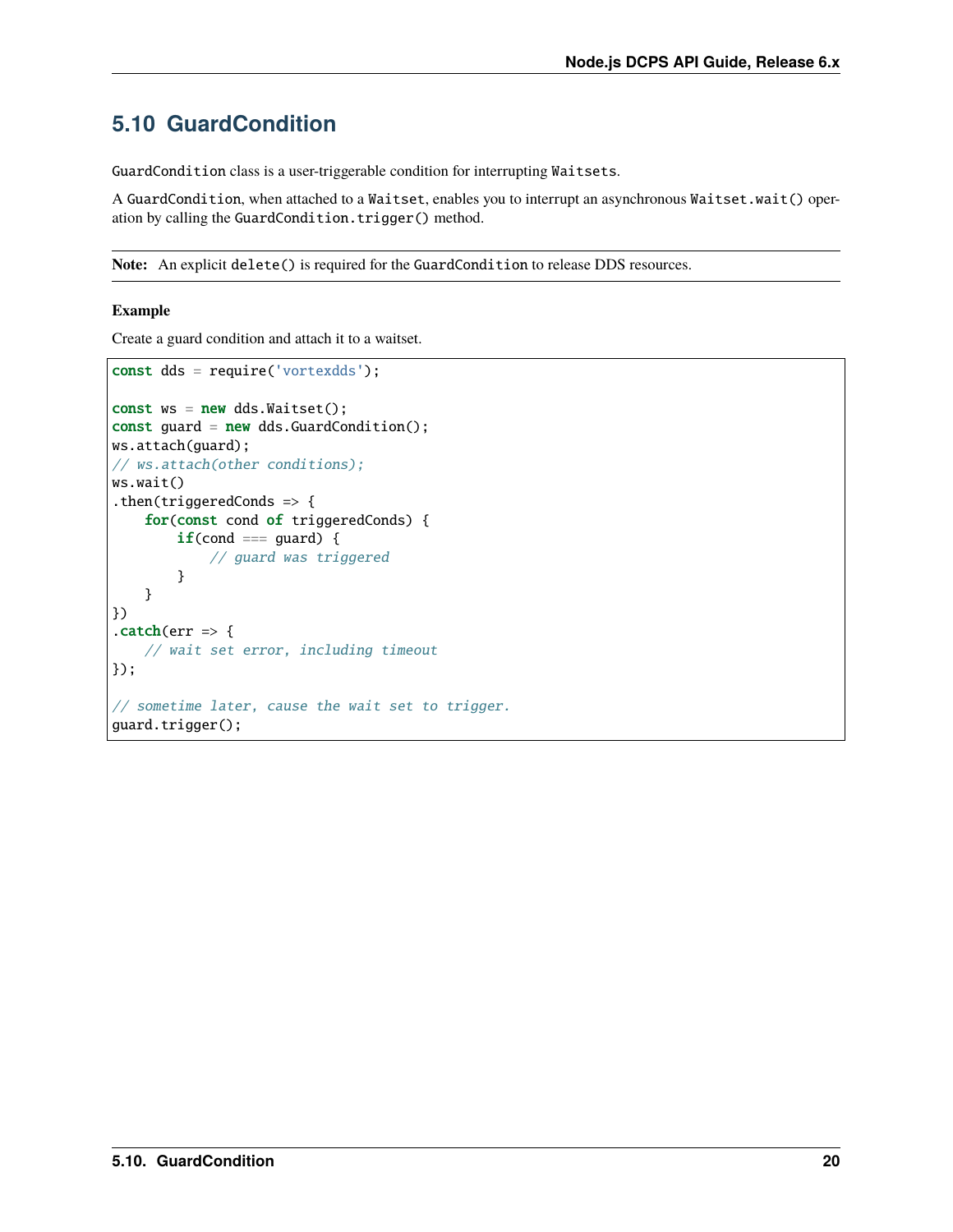## 5.10 GuardCondition

`GuardCondition` class is a user-triggerable condition for interrupting `Waitsets`.

A `GuardCondition`, when attached to a `Waitset`, enables you to interrupt an asynchronous `Waitset.wait()` operation by calling the `GuardCondition.trigger()` method.

**Note:** An explicit `delete()` is required for the `GuardCondition` to release DDS resources.

**Example**

Create a guard condition and attach it to a waitset.

```
const dds = require('vortexdds');

const ws = new dds.Waitset();
const guard = new dds.GuardCondition();
ws.attach(guard);
// ws.attach(other conditions);
ws.wait()
.then(triggeredConds => {
    for(const cond of triggeredConds) {
        if(cond === guard) {
            // guard was triggered
        }
    }
})
.catch(err => {
    // wait set error, including timeout
});

// sometime later, cause the wait set to trigger.
guard.trigger();
```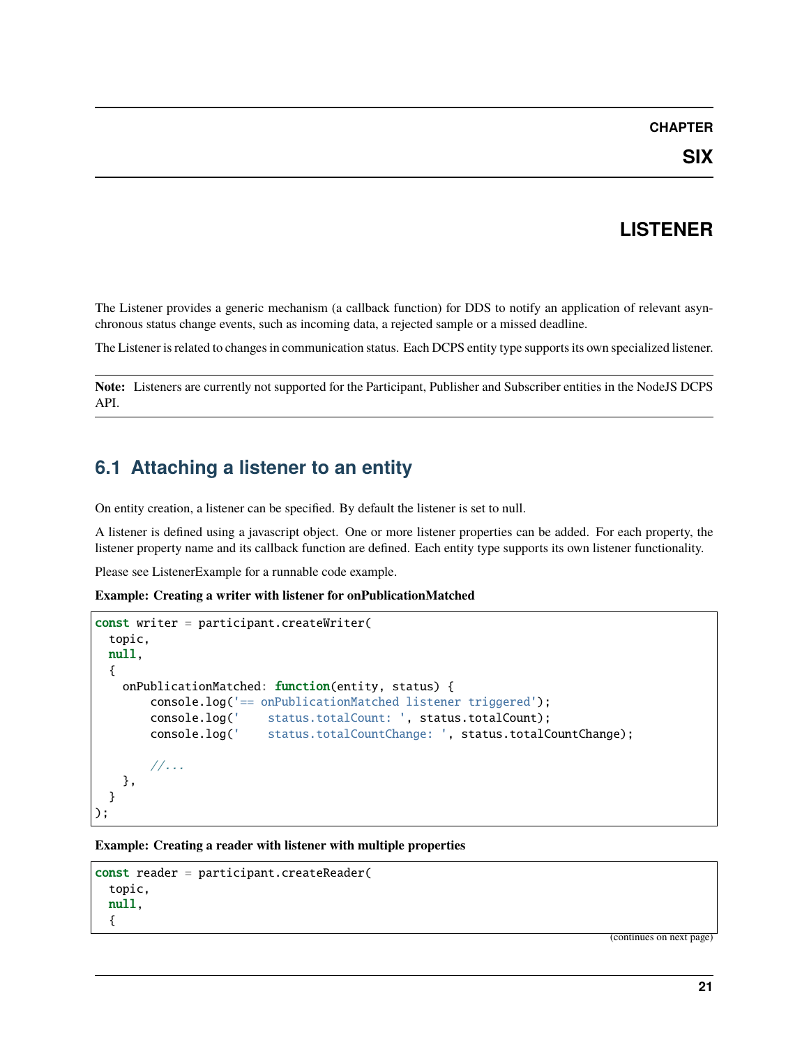# CHAPTER SIX

# LISTENER

The Listener provides a generic mechanism (a callback function) for DDS to notify an application of relevant asynchronous status change events, such as incoming data, a rejected sample or a missed deadline.

The Listener is related to changes in communication status. Each DCPS entity type supports its own specialized listener.

**Note:** Listeners are currently not supported for the Participant, Publisher and Subscriber entities in the NodeJS DCPS API.

## 6.1 Attaching a listener to an entity

On entity creation, a listener can be specified. By default the listener is set to null.

A listener is defined using a javascript object. One or more listener properties can be added. For each property, the listener property name and its callback function are defined. Each entity type supports its own listener functionality.

Please see ListenerExample for a runnable code example.

**Example: Creating a writer with listener for onPublicationMatched**

```
const writer = participant.createWriter(
  topic,
  null,
  {
    onPublicationMatched: function(entity, status) {
        console.log('== onPublicationMatched listener triggered');
        console.log('    status.totalCount: ', status.totalCount);
        console.log('    status.totalCountChange: ', status.totalCountChange);

        //...
    },
  }
);
```

**Example: Creating a reader with listener with multiple properties**

```
const reader = participant.createReader(
  topic,
  null,
  {
```

(continues on next page)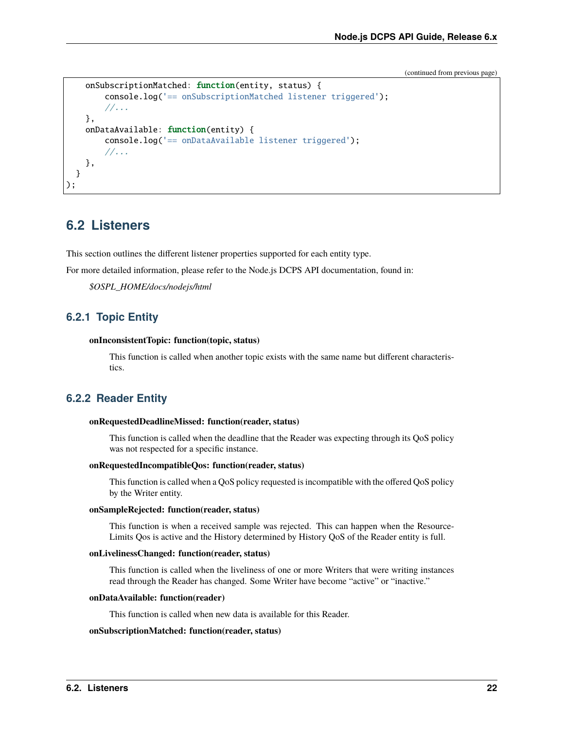(continued from previous page)

```
    onSubscriptionMatched: function(entity, status) {
        console.log('== onSubscriptionMatched listener triggered');
        //...
    },
    onDataAvailable: function(entity) {
        console.log('== onDataAvailable listener triggered');
        //...
    },
  }
);
```

## 6.2 Listeners

This section outlines the different listener properties supported for each entity type.

For more detailed information, please refer to the Node.js DCPS API documentation, found in:

*$OSPL_HOME/docs/nodejs/html*

### 6.2.1 Topic Entity

**onInconsistentTopic: function(topic, status)**

This function is called when another topic exists with the same name but different characteristics.

### 6.2.2 Reader Entity

**onRequestedDeadlineMissed: function(reader, status)**

This function is called when the deadline that the Reader was expecting through its QoS policy was not respected for a specific instance.

**onRequestedIncompatibleQos: function(reader, status)**

This function is called when a QoS policy requested is incompatible with the offered QoS policy by the Writer entity.

**onSampleRejected: function(reader, status)**

This function is when a received sample was rejected. This can happen when the ResourceLimits Qos is active and the History determined by History QoS of the Reader entity is full.

**onLivelinessChanged: function(reader, status)**

This function is called when the liveliness of one or more Writers that were writing instances read through the Reader has changed. Some Writer have become "active" or "inactive."

**onDataAvailable: function(reader)**

This function is called when new data is available for this Reader.

**onSubscriptionMatched: function(reader, status)**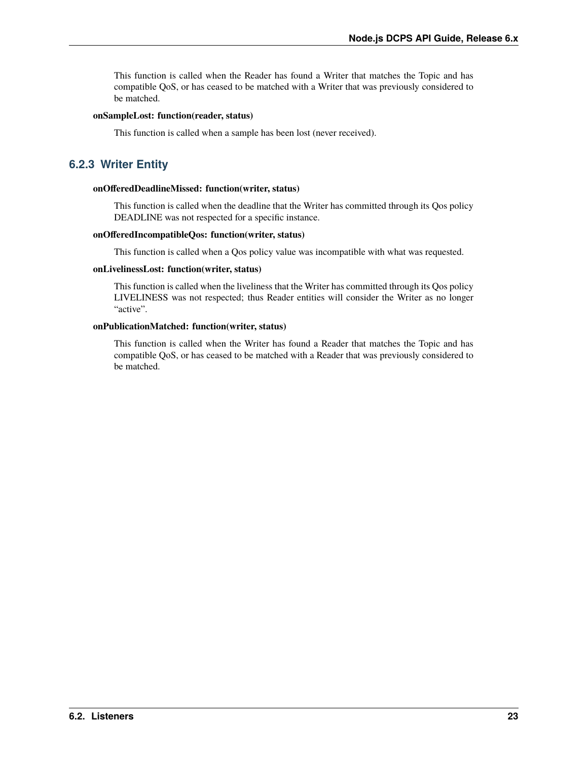This function is called when the Reader has found a Writer that matches the Topic and has compatible QoS, or has ceased to be matched with a Writer that was previously considered to be matched.

**onSampleLost: function(reader, status)**

This function is called when a sample has been lost (never received).

### 6.2.3 Writer Entity

**onOfferedDeadlineMissed: function(writer, status)**

This function is called when the deadline that the Writer has committed through its Qos policy DEADLINE was not respected for a specific instance.

**onOfferedIncompatibleQos: function(writer, status)**

This function is called when a Qos policy value was incompatible with what was requested.

**onLivelinessLost: function(writer, status)**

This function is called when the liveliness that the Writer has committed through its Qos policy LIVELINESS was not respected; thus Reader entities will consider the Writer as no longer "active".

**onPublicationMatched: function(writer, status)**

This function is called when the Writer has found a Reader that matches the Topic and has compatible QoS, or has ceased to be matched with a Reader that was previously considered to be matched.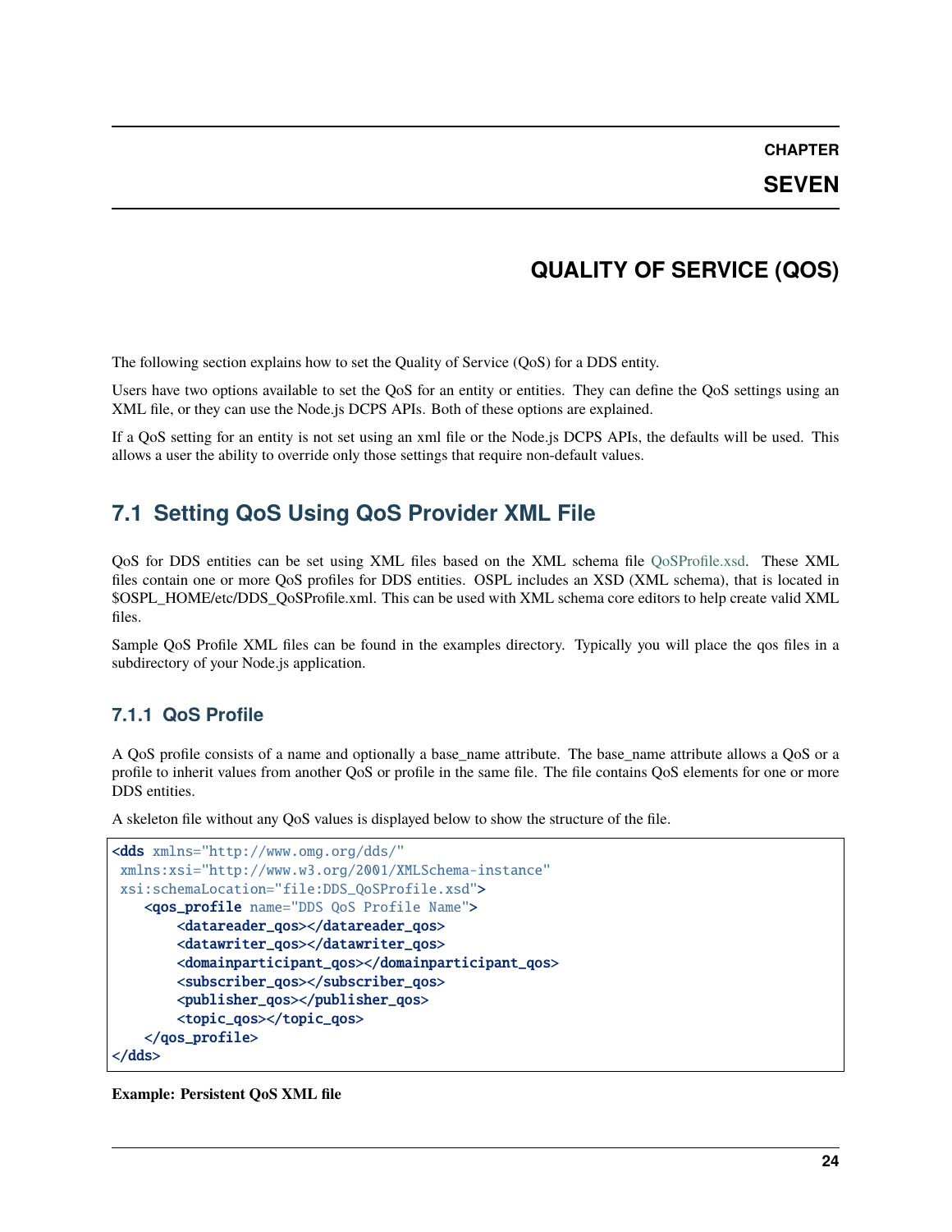# CHAPTER SEVEN

# QUALITY OF SERVICE (QOS)

The following section explains how to set the Quality of Service (QoS) for a DDS entity.

Users have two options available to set the QoS for an entity or entities. They can define the QoS settings using an XML file, or they can use the Node.js DCPS APIs. Both of these options are explained.

If a QoS setting for an entity is not set using an xml file or the Node.js DCPS APIs, the defaults will be used. This allows a user the ability to override only those settings that require non-default values.

## 7.1 Setting QoS Using QoS Provider XML File

QoS for DDS entities can be set using XML files based on the XML schema file QoSProfile.xsd. These XML files contain one or more QoS profiles for DDS entities. OSPL includes an XSD (XML schema), that is located in $OSPL_HOME/etc/DDS_QoSProfile.xml. This can be used with XML schema core editors to help create valid XML files.

Sample QoS Profile XML files can be found in the examples directory. Typically you will place the qos files in a subdirectory of your Node.js application.

### 7.1.1 QoS Profile

A QoS profile consists of a name and optionally a base_name attribute. The base_name attribute allows a QoS or a profile to inherit values from another QoS or profile in the same file. The file contains QoS elements for one or more DDS entities.

A skeleton file without any QoS values is displayed below to show the structure of the file.

```
<dds xmlns="http://www.omg.org/dds/"
 xmlns:xsi="http://www.w3.org/2001/XMLSchema-instance"
 xsi:schemaLocation="file:DDS_QoSProfile.xsd">
    <qos_profile name="DDS QoS Profile Name">
        <datareader_qos></datareader_qos>
        <datawriter_qos></datawriter_qos>
        <domainparticipant_qos></domainparticipant_qos>
        <subscriber_qos></subscriber_qos>
        <publisher_qos></publisher_qos>
        <topic_qos></topic_qos>
    </qos_profile>
</dds>
```

**Example: Persistent QoS XML file**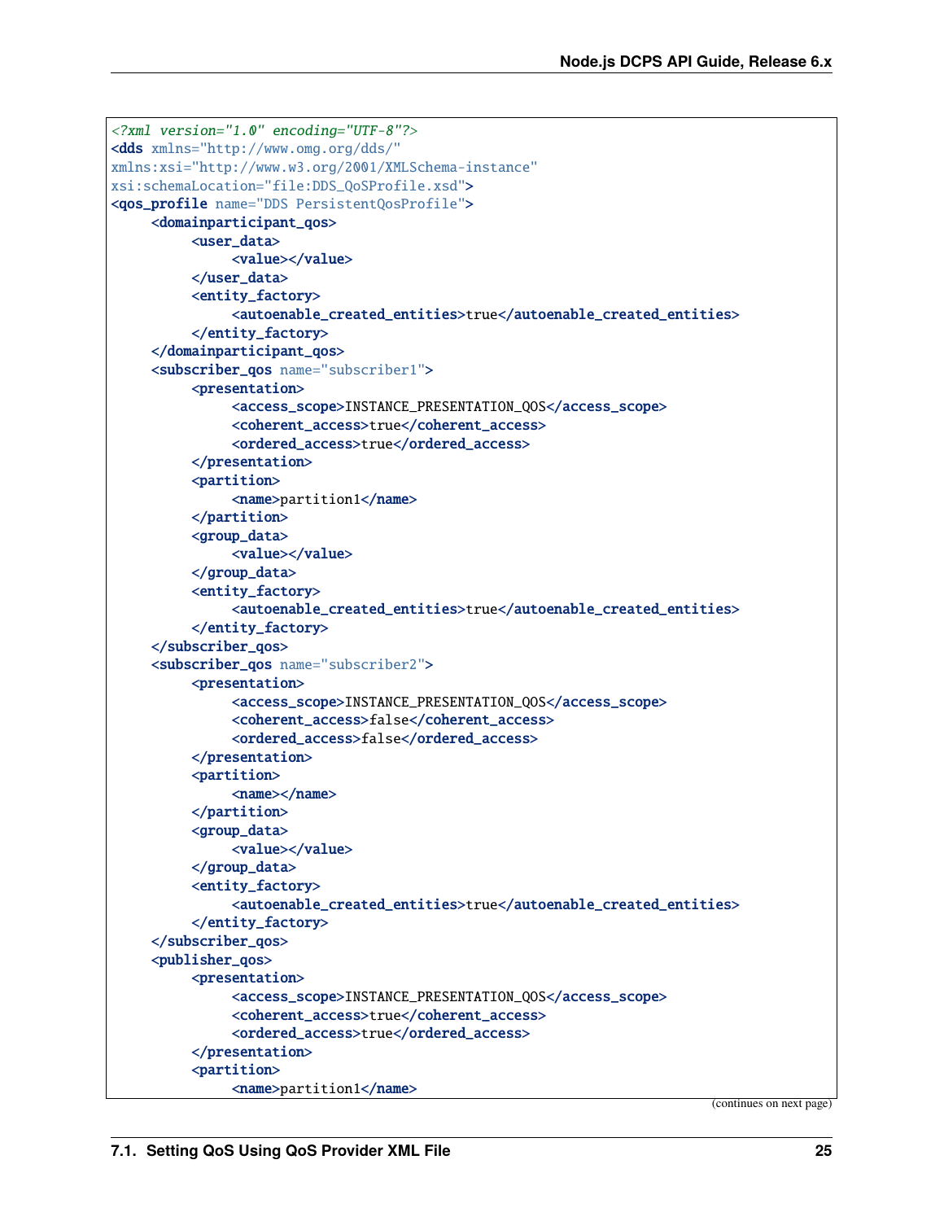```xml
<?xml version="1.0" encoding="UTF-8"?>
<dds xmlns="http://www.omg.org/dds/"
xmlns:xsi="http://www.w3.org/2001/XMLSchema-instance"
xsi:schemaLocation="file:DDS_QoSProfile.xsd">
<qos_profile name="DDS PersistentQosProfile">
    <domainparticipant_qos>
        <user_data>
            <value></value>
        </user_data>
        <entity_factory>
            <autoenable_created_entities>true</autoenable_created_entities>
        </entity_factory>
    </domainparticipant_qos>
    <subscriber_qos name="subscriber1">
        <presentation>
            <access_scope>INSTANCE_PRESENTATION_QOS</access_scope>
            <coherent_access>true</coherent_access>
            <ordered_access>true</ordered_access>
        </presentation>
        <partition>
            <name>partition1</name>
        </partition>
        <group_data>
            <value></value>
        </group_data>
        <entity_factory>
            <autoenable_created_entities>true</autoenable_created_entities>
        </entity_factory>
    </subscriber_qos>
    <subscriber_qos name="subscriber2">
        <presentation>
            <access_scope>INSTANCE_PRESENTATION_QOS</access_scope>
            <coherent_access>false</coherent_access>
            <ordered_access>false</ordered_access>
        </presentation>
        <partition>
            <name></name>
        </partition>
        <group_data>
            <value></value>
        </group_data>
        <entity_factory>
            <autoenable_created_entities>true</autoenable_created_entities>
        </entity_factory>
    </subscriber_qos>
    <publisher_qos>
        <presentation>
            <access_scope>INSTANCE_PRESENTATION_QOS</access_scope>
            <coherent_access>true</coherent_access>
            <ordered_access>true</ordered_access>
        </presentation>
        <partition>
            <name>partition1</name>
```

(continues on next page)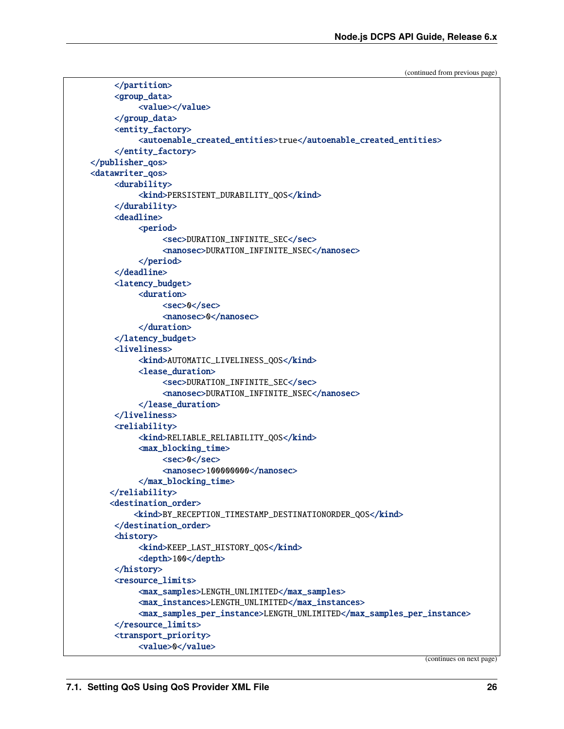(continued from previous page)

```
        </partition>
        <group_data>
            <value></value>
        </group_data>
        <entity_factory>
            <autoenable_created_entities>true</autoenable_created_entities>
        </entity_factory>
    </publisher_qos>
    <datawriter_qos>
        <durability>
            <kind>PERSISTENT_DURABILITY_QOS</kind>
        </durability>
        <deadline>
            <period>
                <sec>DURATION_INFINITE_SEC</sec>
                <nanosec>DURATION_INFINITE_NSEC</nanosec>
            </period>
        </deadline>
        <latency_budget>
            <duration>
                <sec>0</sec>
                <nanosec>0</nanosec>
            </duration>
        </latency_budget>
        <liveliness>
            <kind>AUTOMATIC_LIVELINESS_QOS</kind>
            <lease_duration>
                <sec>DURATION_INFINITE_SEC</sec>
                <nanosec>DURATION_INFINITE_NSEC</nanosec>
            </lease_duration>
        </liveliness>
        <reliability>
            <kind>RELIABLE_RELIABILITY_QOS</kind>
            <max_blocking_time>
                <sec>0</sec>
                <nanosec>100000000</nanosec>
            </max_blocking_time>
       </reliability>
       <destination_order>
           <kind>BY_RECEPTION_TIMESTAMP_DESTINATIONORDER_QOS</kind>
        </destination_order>
        <history>
            <kind>KEEP_LAST_HISTORY_QOS</kind>
            <depth>100</depth>
        </history>
        <resource_limits>
            <max_samples>LENGTH_UNLIMITED</max_samples>
            <max_instances>LENGTH_UNLIMITED</max_instances>
            <max_samples_per_instance>LENGTH_UNLIMITED</max_samples_per_instance>
        </resource_limits>
        <transport_priority>
            <value>0</value>
```

(continues on next page)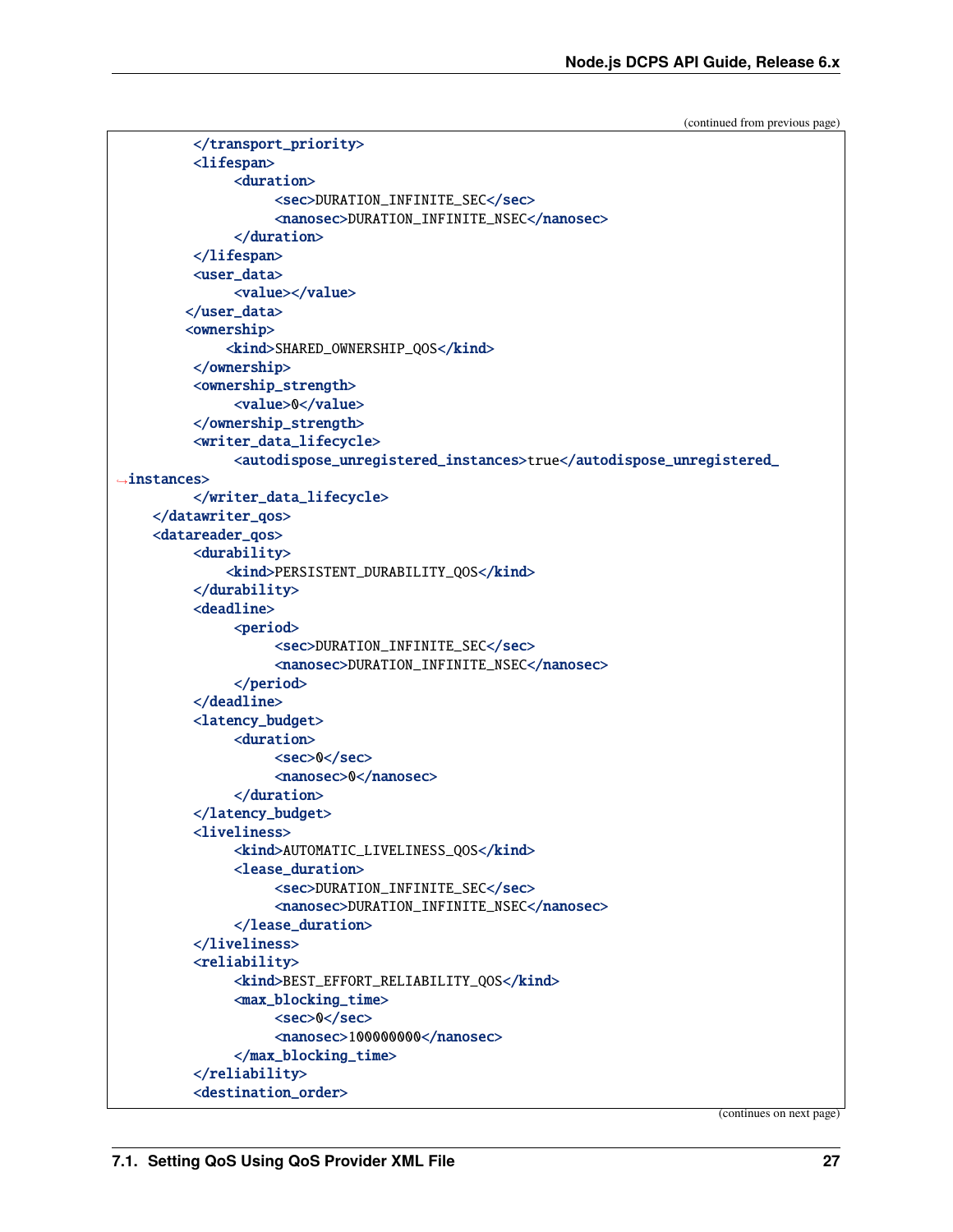(continued from previous page)

```
        </transport_priority>
        <lifespan>
            <duration>
                <sec>DURATION_INFINITE_SEC</sec>
                <nanosec>DURATION_INFINITE_NSEC</nanosec>
            </duration>
        </lifespan>
        <user_data>
            <value></value>
       </user_data>
       <ownership>
           <kind>SHARED_OWNERSHIP_QOS</kind>
        </ownership>
        <ownership_strength>
            <value>0</value>
        </ownership_strength>
        <writer_data_lifecycle>
            <autodispose_unregistered_instances>true</autodispose_unregistered_
↪instances>
        </writer_data_lifecycle>
    </datawriter_qos>
    <datareader_qos>
        <durability>
           <kind>PERSISTENT_DURABILITY_QOS</kind>
        </durability>
        <deadline>
            <period>
                <sec>DURATION_INFINITE_SEC</sec>
                <nanosec>DURATION_INFINITE_NSEC</nanosec>
            </period>
        </deadline>
        <latency_budget>
            <duration>
                <sec>0</sec>
                <nanosec>0</nanosec>
            </duration>
        </latency_budget>
        <liveliness>
            <kind>AUTOMATIC_LIVELINESS_QOS</kind>
            <lease_duration>
                <sec>DURATION_INFINITE_SEC</sec>
                <nanosec>DURATION_INFINITE_NSEC</nanosec>
            </lease_duration>
        </liveliness>
        <reliability>
            <kind>BEST_EFFORT_RELIABILITY_QOS</kind>
            <max_blocking_time>
                <sec>0</sec>
                <nanosec>100000000</nanosec>
            </max_blocking_time>
        </reliability>
        <destination_order>
```

(continues on next page)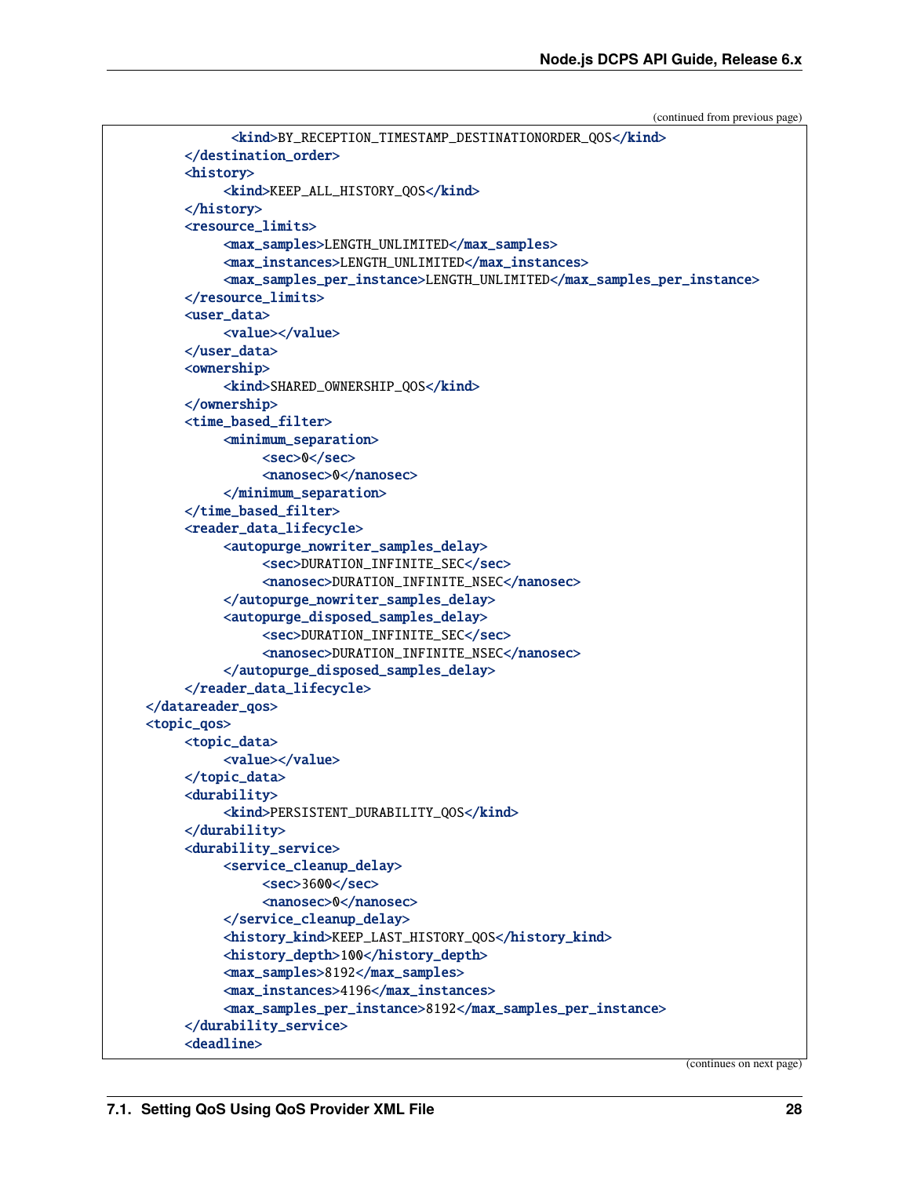(continued from previous page)

```
            <kind>BY_RECEPTION_TIMESTAMP_DESTINATIONORDER_QOS</kind>
        </destination_order>
        <history>
            <kind>KEEP_ALL_HISTORY_QOS</kind>
        </history>
        <resource_limits>
            <max_samples>LENGTH_UNLIMITED</max_samples>
            <max_instances>LENGTH_UNLIMITED</max_instances>
            <max_samples_per_instance>LENGTH_UNLIMITED</max_samples_per_instance>
        </resource_limits>
        <user_data>
            <value></value>
        </user_data>
        <ownership>
            <kind>SHARED_OWNERSHIP_QOS</kind>
        </ownership>
        <time_based_filter>
            <minimum_separation>
                <sec>0</sec>
                <nanosec>0</nanosec>
            </minimum_separation>
        </time_based_filter>
        <reader_data_lifecycle>
            <autopurge_nowriter_samples_delay>
                <sec>DURATION_INFINITE_SEC</sec>
                <nanosec>DURATION_INFINITE_NSEC</nanosec>
            </autopurge_nowriter_samples_delay>
            <autopurge_disposed_samples_delay>
                <sec>DURATION_INFINITE_SEC</sec>
                <nanosec>DURATION_INFINITE_NSEC</nanosec>
            </autopurge_disposed_samples_delay>
        </reader_data_lifecycle>
    </datareader_qos>
    <topic_qos>
        <topic_data>
            <value></value>
        </topic_data>
        <durability>
            <kind>PERSISTENT_DURABILITY_QOS</kind>
        </durability>
        <durability_service>
            <service_cleanup_delay>
                <sec>3600</sec>
                <nanosec>0</nanosec>
            </service_cleanup_delay>
            <history_kind>KEEP_LAST_HISTORY_QOS</history_kind>
            <history_depth>100</history_depth>
            <max_samples>8192</max_samples>
            <max_instances>4196</max_instances>
            <max_samples_per_instance>8192</max_samples_per_instance>
        </durability_service>
        <deadline>
```

(continues on next page)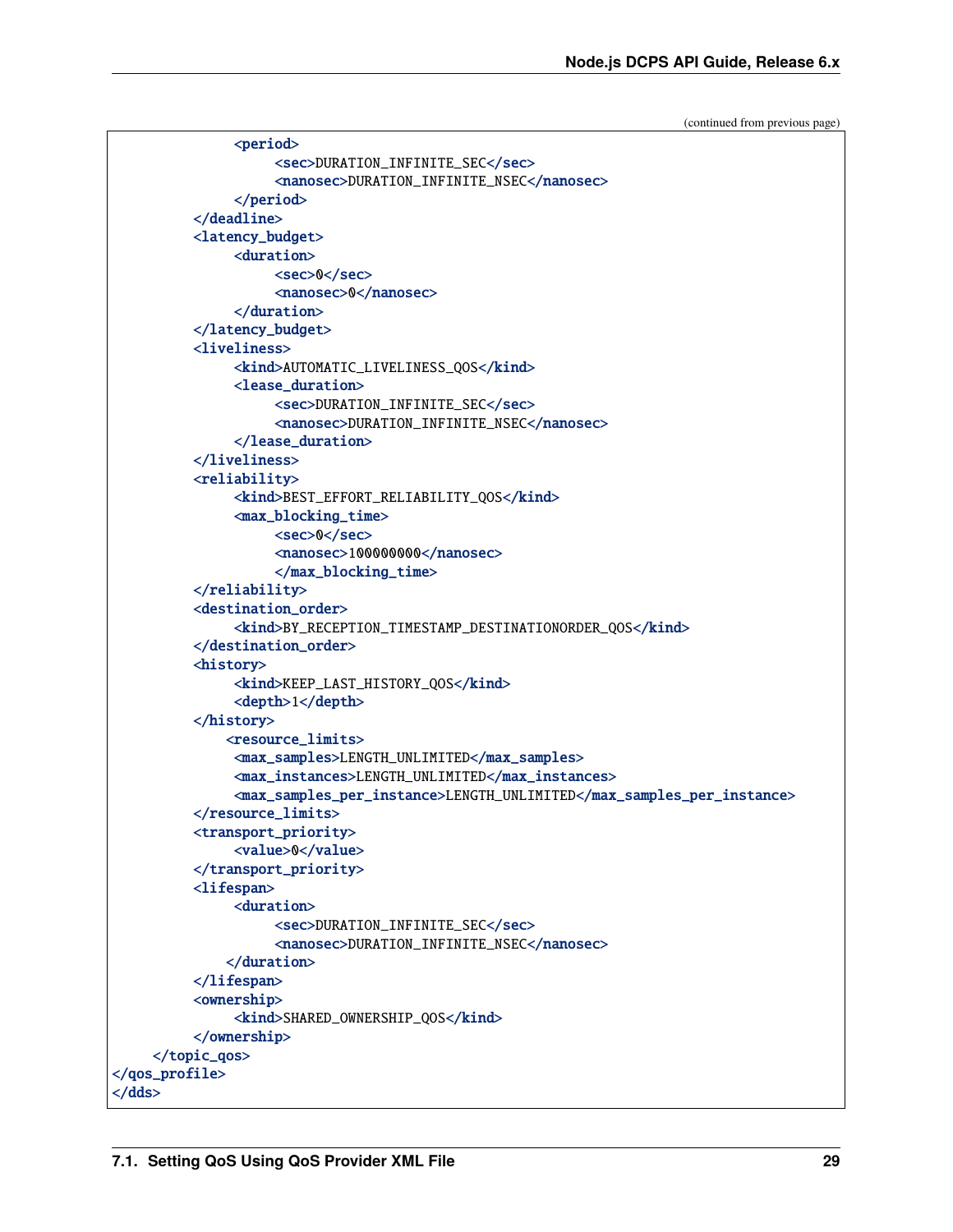(continued from previous page)

```
                <period>
                    <sec>DURATION_INFINITE_SEC</sec>
                    <nanosec>DURATION_INFINITE_NSEC</nanosec>
                </period>
            </deadline>
            <latency_budget>
                <duration>
                    <sec>0</sec>
                    <nanosec>0</nanosec>
                </duration>
            </latency_budget>
            <liveliness>
                <kind>AUTOMATIC_LIVELINESS_QOS</kind>
                <lease_duration>
                    <sec>DURATION_INFINITE_SEC</sec>
                    <nanosec>DURATION_INFINITE_NSEC</nanosec>
                </lease_duration>
            </liveliness>
            <reliability>
                <kind>BEST_EFFORT_RELIABILITY_QOS</kind>
                <max_blocking_time>
                    <sec>0</sec>
                    <nanosec>100000000</nanosec>
                    </max_blocking_time>
            </reliability>
            <destination_order>
                <kind>BY_RECEPTION_TIMESTAMP_DESTINATIONORDER_QOS</kind>
            </destination_order>
            <history>
                <kind>KEEP_LAST_HISTORY_QOS</kind>
                <depth>1</depth>
            </history>
               <resource_limits>
                <max_samples>LENGTH_UNLIMITED</max_samples>
                <max_instances>LENGTH_UNLIMITED</max_instances>
                <max_samples_per_instance>LENGTH_UNLIMITED</max_samples_per_instance>
            </resource_limits>
            <transport_priority>
                <value>0</value>
            </transport_priority>
            <lifespan>
                <duration>
                    <sec>DURATION_INFINITE_SEC</sec>
                    <nanosec>DURATION_INFINITE_NSEC</nanosec>
               </duration>
            </lifespan>
            <ownership>
                <kind>SHARED_OWNERSHIP_QOS</kind>
            </ownership>
        </topic_qos>
</qos_profile>
</dds>
```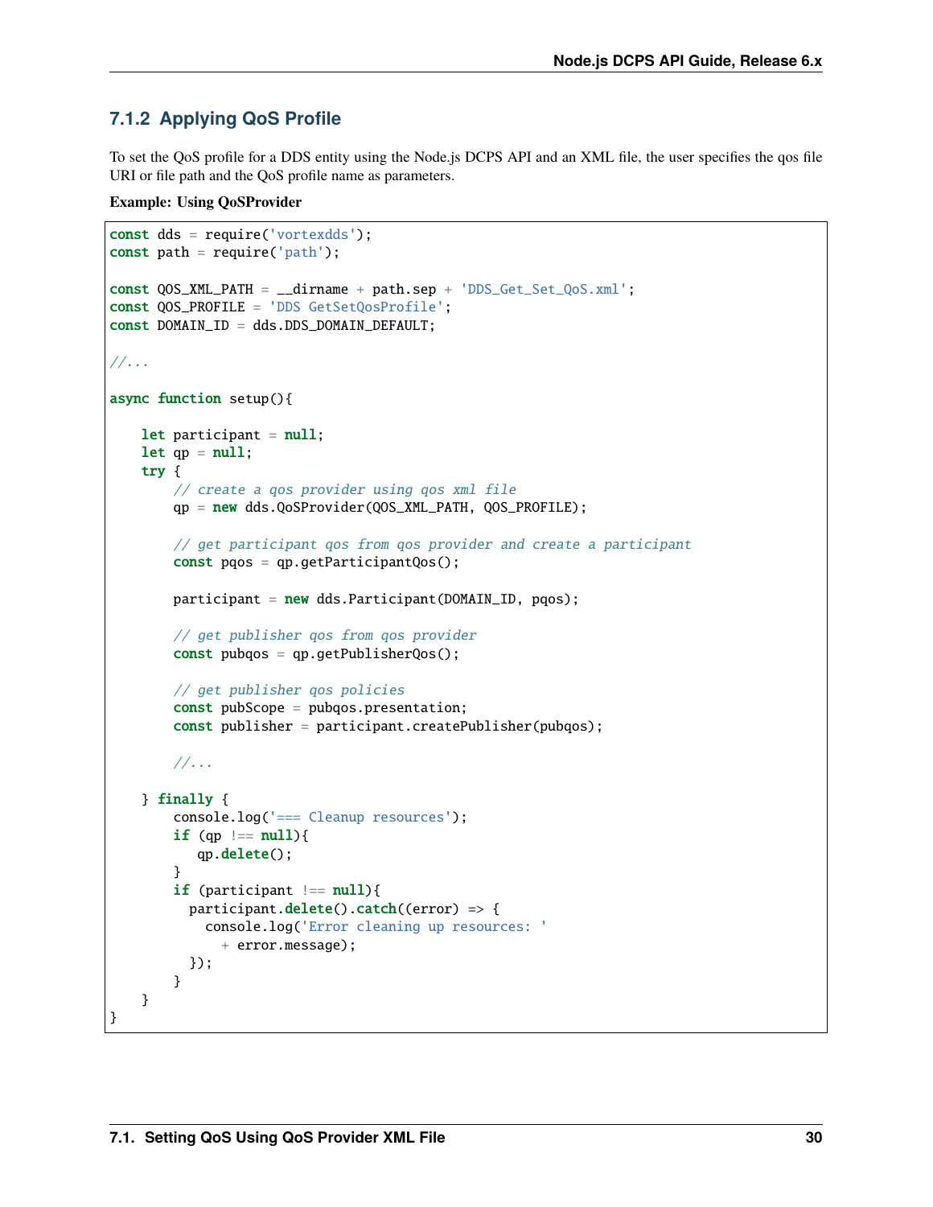### 7.1.2 Applying QoS Profile

To set the QoS profile for a DDS entity using the Node.js DCPS API and an XML file, the user specifies the qos file URI or file path and the QoS profile name as parameters.

**Example: Using QoSProvider**

```
const dds = require('vortexdds');
const path = require('path');

const QOS_XML_PATH = __dirname + path.sep + 'DDS_Get_Set_QoS.xml';
const QOS_PROFILE = 'DDS GetSetQosProfile';
const DOMAIN_ID = dds.DDS_DOMAIN_DEFAULT;

//...

async function setup(){

    let participant = null;
    let qp = null;
    try {
        // create a qos provider using qos xml file
        qp = new dds.QoSProvider(QOS_XML_PATH, QOS_PROFILE);

        // get participant qos from qos provider and create a participant
        const pqos = qp.getParticipantQos();

        participant = new dds.Participant(DOMAIN_ID, pqos);

        // get publisher qos from qos provider
        const pubqos = qp.getPublisherQos();

        // get publisher qos policies
        const pubScope = pubqos.presentation;
        const publisher = participant.createPublisher(pubqos);

        //...

    } finally {
        console.log('=== Cleanup resources');
        if (qp !== null){
           qp.delete();
        }
        if (participant !== null){
          participant.delete().catch((error) => {
            console.log('Error cleaning up resources: '
              + error.message);
          });
        }
    }
}
```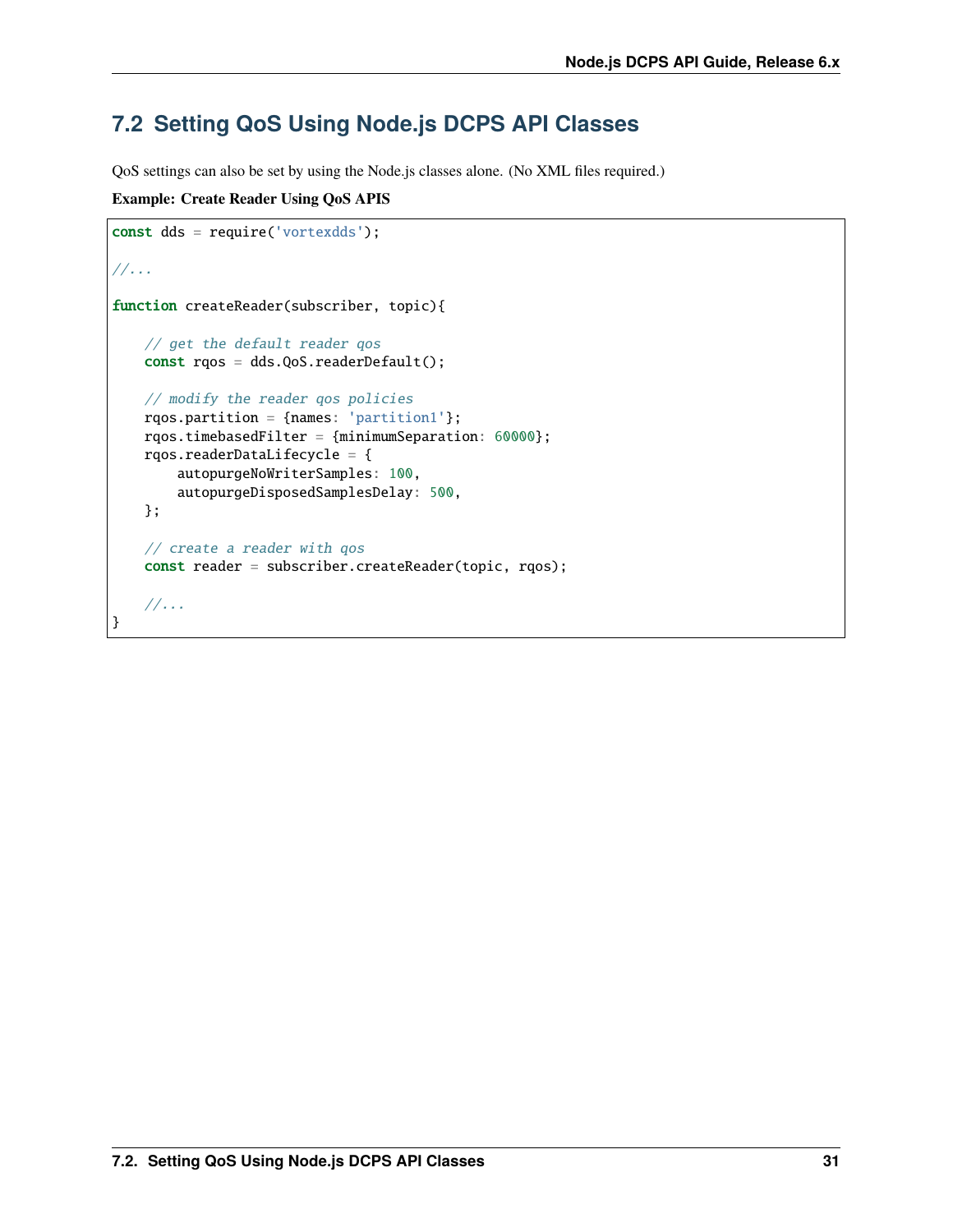## 7.2 Setting QoS Using Node.js DCPS API Classes

QoS settings can also be set by using the Node.js classes alone. (No XML files required.)

**Example: Create Reader Using QoS APIS**

```
const dds = require('vortexdds');

//...

function createReader(subscriber, topic){

    // get the default reader qos
    const rqos = dds.QoS.readerDefault();

    // modify the reader qos policies
    rqos.partition = {names: 'partition1'};
    rqos.timebasedFilter = {minimumSeparation: 60000};
    rqos.readerDataLifecycle = {
        autopurgeNoWriterSamples: 100,
        autopurgeDisposedSamplesDelay: 500,
    };

    // create a reader with qos
    const reader = subscriber.createReader(topic, rqos);

    //...
}
```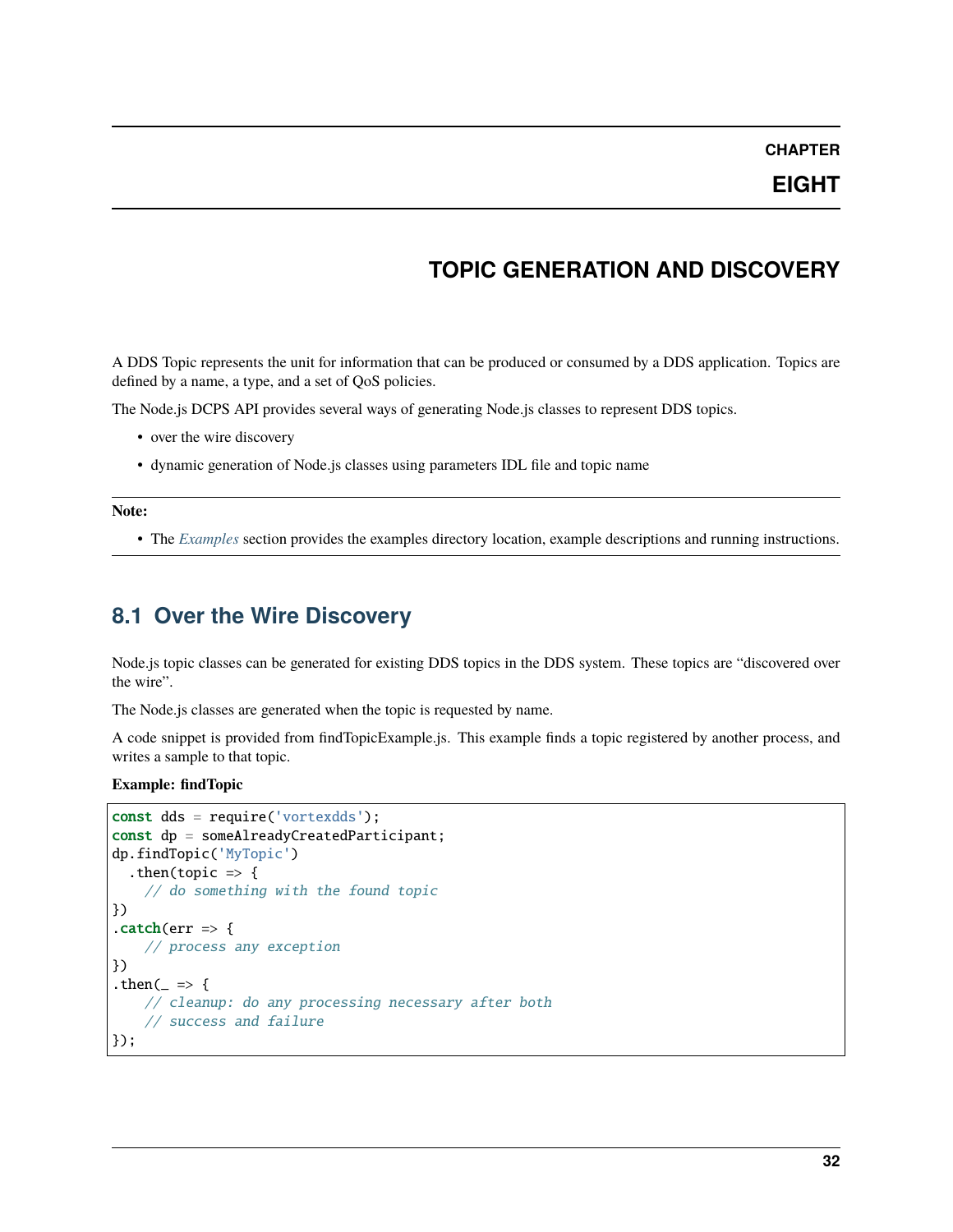# CHAPTER EIGHT

# TOPIC GENERATION AND DISCOVERY

A DDS Topic represents the unit for information that can be produced or consumed by a DDS application. Topics are defined by a name, a type, and a set of QoS policies.

The Node.js DCPS API provides several ways of generating Node.js classes to represent DDS topics.

- over the wire discovery
- dynamic generation of Node.js classes using parameters IDL file and topic name

**Note:**

- The *Examples* section provides the examples directory location, example descriptions and running instructions.

## 8.1 Over the Wire Discovery

Node.js topic classes can be generated for existing DDS topics in the DDS system. These topics are "discovered over the wire".

The Node.js classes are generated when the topic is requested by name.

A code snippet is provided from findTopicExample.js. This example finds a topic registered by another process, and writes a sample to that topic.

**Example: findTopic**

```
const dds = require('vortexdds');
const dp = someAlreadyCreatedParticipant;
dp.findTopic('MyTopic')
  .then(topic => {
    // do something with the found topic
})
.catch(err => {
    // process any exception
})
.then(_ => {
    // cleanup: do any processing necessary after both
    // success and failure
});
```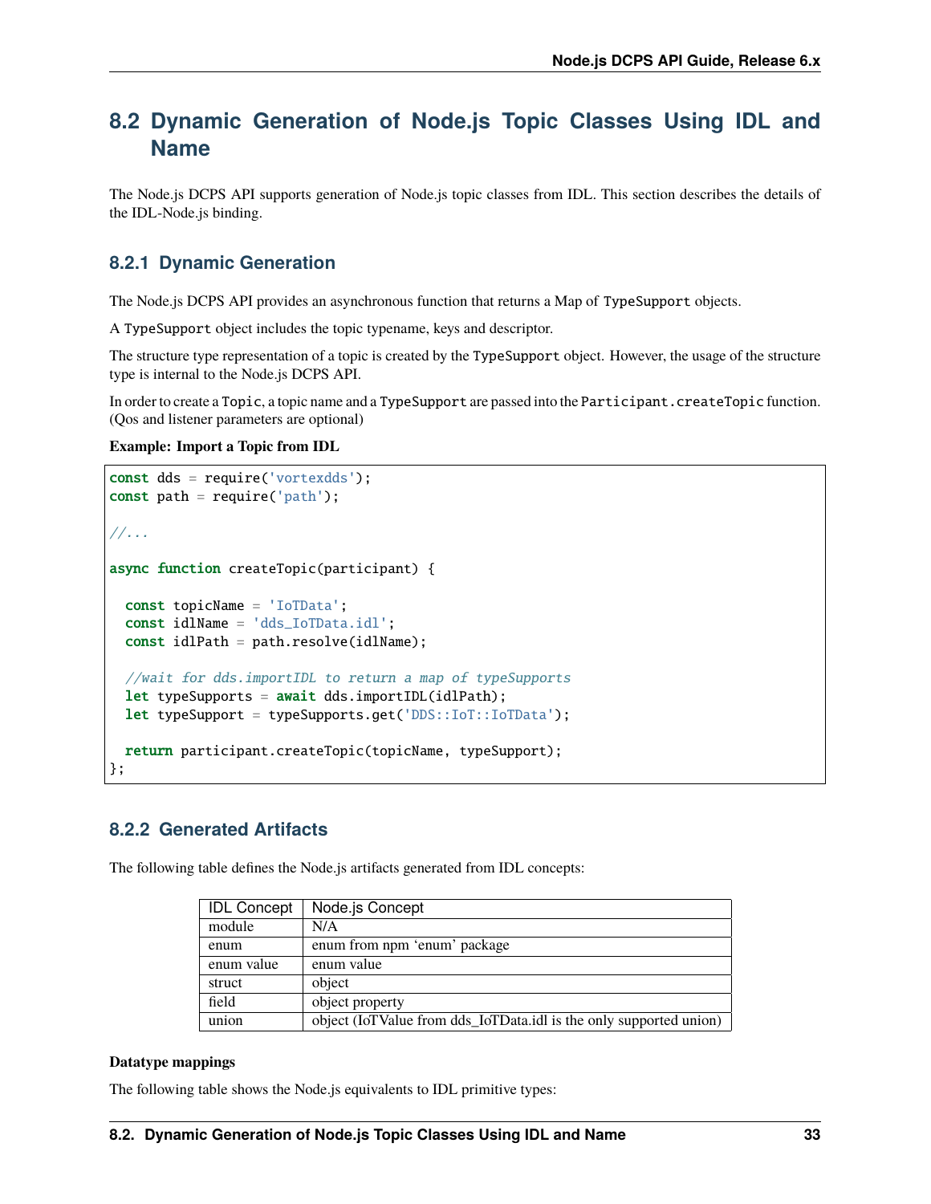## 8.2 Dynamic Generation of Node.js Topic Classes Using IDL and Name

The Node.js DCPS API supports generation of Node.js topic classes from IDL. This section describes the details of the IDL-Node.js binding.

### 8.2.1 Dynamic Generation

The Node.js DCPS API provides an asynchronous function that returns a Map of `TypeSupport` objects.

A `TypeSupport` object includes the topic typename, keys and descriptor.

The structure type representation of a topic is created by the `TypeSupport` object. However, the usage of the structure type is internal to the Node.js DCPS API.

In order to create a `Topic`, a topic name and a `TypeSupport` are passed into the `Participant.createTopic` function. (Qos and listener parameters are optional)

**Example: Import a Topic from IDL**

```
const dds = require('vortexdds');
const path = require('path');

//...

async function createTopic(participant) {

  const topicName = 'IoTData';
  const idlName = 'dds_IoTData.idl';
  const idlPath = path.resolve(idlName);

  //wait for dds.importIDL to return a map of typeSupports
  let typeSupports = await dds.importIDL(idlPath);
  let typeSupport = typeSupports.get('DDS::IoT::IoTData');

  return participant.createTopic(topicName, typeSupport);
};
```

### 8.2.2 Generated Artifacts

The following table defines the Node.js artifacts generated from IDL concepts:

| IDL Concept | Node.js Concept |
|---|---|
| module | N/A |
| enum | enum from npm 'enum' package |
| enum value | enum value |
| struct | object |
| field | object property |
| union | object (IoTValue from dds_IoTData.idl is the only supported union) |

**Datatype mappings**

The following table shows the Node.js equivalents to IDL primitive types: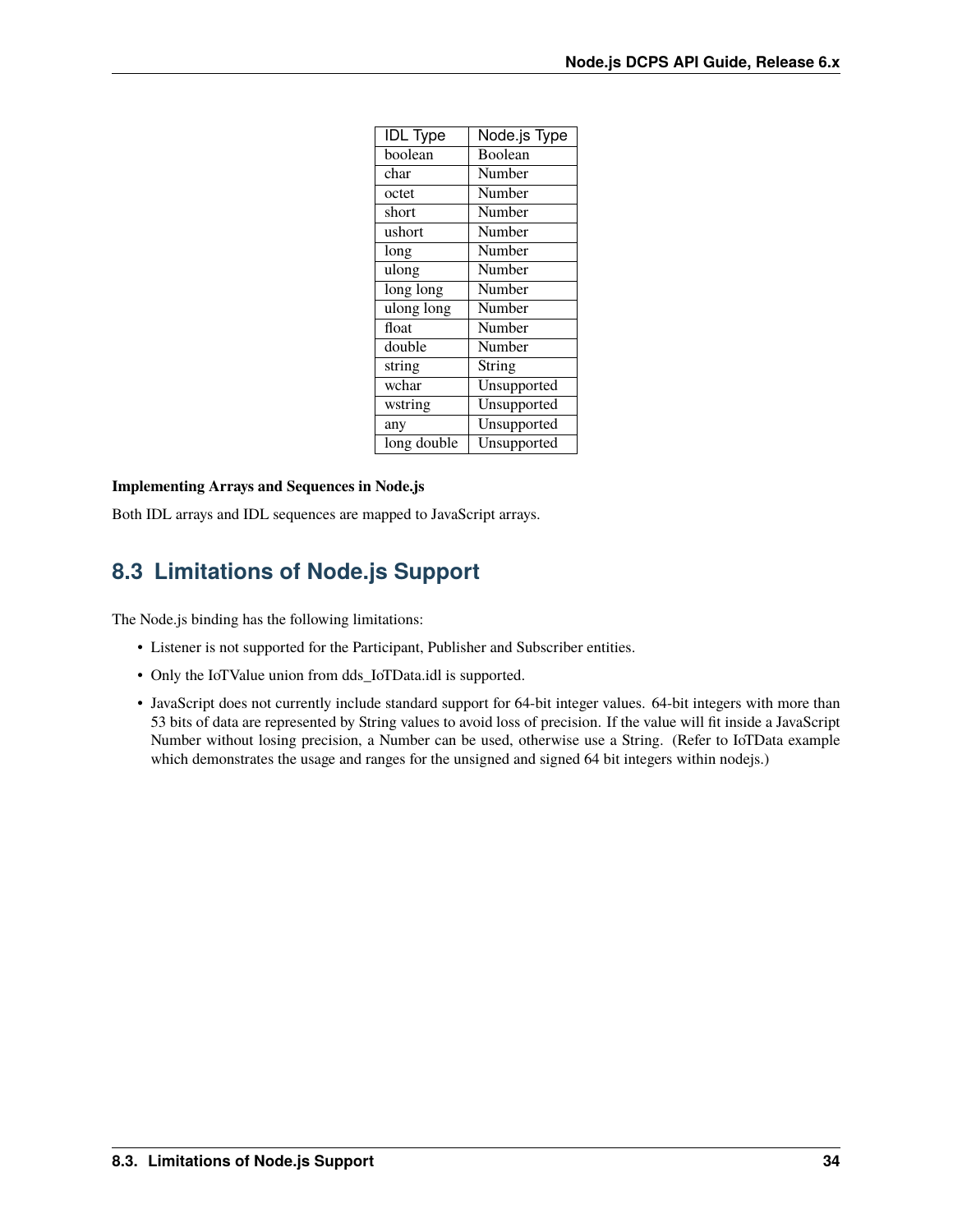| IDL Type | Node.js Type |
|---|---|
| boolean | Boolean |
| char | Number |
| octet | Number |
| short | Number |
| ushort | Number |
| long | Number |
| ulong | Number |
| long long | Number |
| ulong long | Number |
| float | Number |
| double | Number |
| string | String |
| wchar | Unsupported |
| wstring | Unsupported |
| any | Unsupported |
| long double | Unsupported |

**Implementing Arrays and Sequences in Node.js**

Both IDL arrays and IDL sequences are mapped to JavaScript arrays.

## 8.3 Limitations of Node.js Support

The Node.js binding has the following limitations:

- Listener is not supported for the Participant, Publisher and Subscriber entities.
- Only the IoTValue union from dds_IoTData.idl is supported.
- JavaScript does not currently include standard support for 64-bit integer values. 64-bit integers with more than 53 bits of data are represented by String values to avoid loss of precision. If the value will fit inside a JavaScript Number without losing precision, a Number can be used, otherwise use a String. (Refer to IoTData example which demonstrates the usage and ranges for the unsigned and signed 64 bit integers within nodejs.)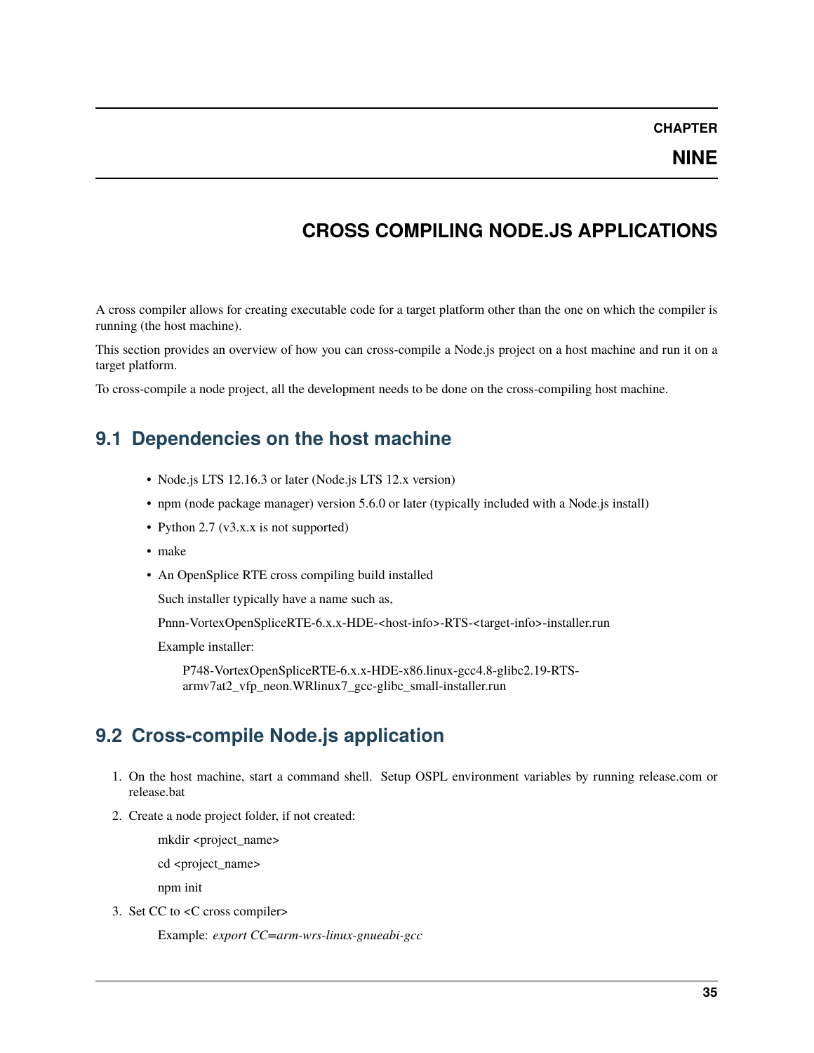# CHAPTER NINE

# CROSS COMPILING NODE.JS APPLICATIONS

A cross compiler allows for creating executable code for a target platform other than the one on which the compiler is running (the host machine).

This section provides an overview of how you can cross-compile a Node.js project on a host machine and run it on a target platform.

To cross-compile a node project, all the development needs to be done on the cross-compiling host machine.

## 9.1 Dependencies on the host machine

- Node.js LTS 12.16.3 or later (Node.js LTS 12.x version)
- npm (node package manager) version 5.6.0 or later (typically included with a Node.js install)
- Python 2.7 (v3.x.x is not supported)
- make
- An OpenSplice RTE cross compiling build installed

  Such installer typically have a name such as,

  Pnnn-VortexOpenSpliceRTE-6.x.x-HDE-<host-info>-RTS-<target-info>-installer.run

  Example installer:

  > P748-VortexOpenSpliceRTE-6.x.x-HDE-x86.linux-gcc4.8-glibc2.19-RTS-armv7at2_vfp_neon.WRlinux7_gcc-glibc_small-installer.run

## 9.2 Cross-compile Node.js application

1. On the host machine, start a command shell. Setup OSPL environment variables by running release.com or release.bat
2. Create a node project folder, if not created:

   mkdir <project_name>

   cd <project_name>

   npm init

3. Set CC to <C cross compiler>

   Example: *export CC=arm-wrs-linux-gnueabi-gcc*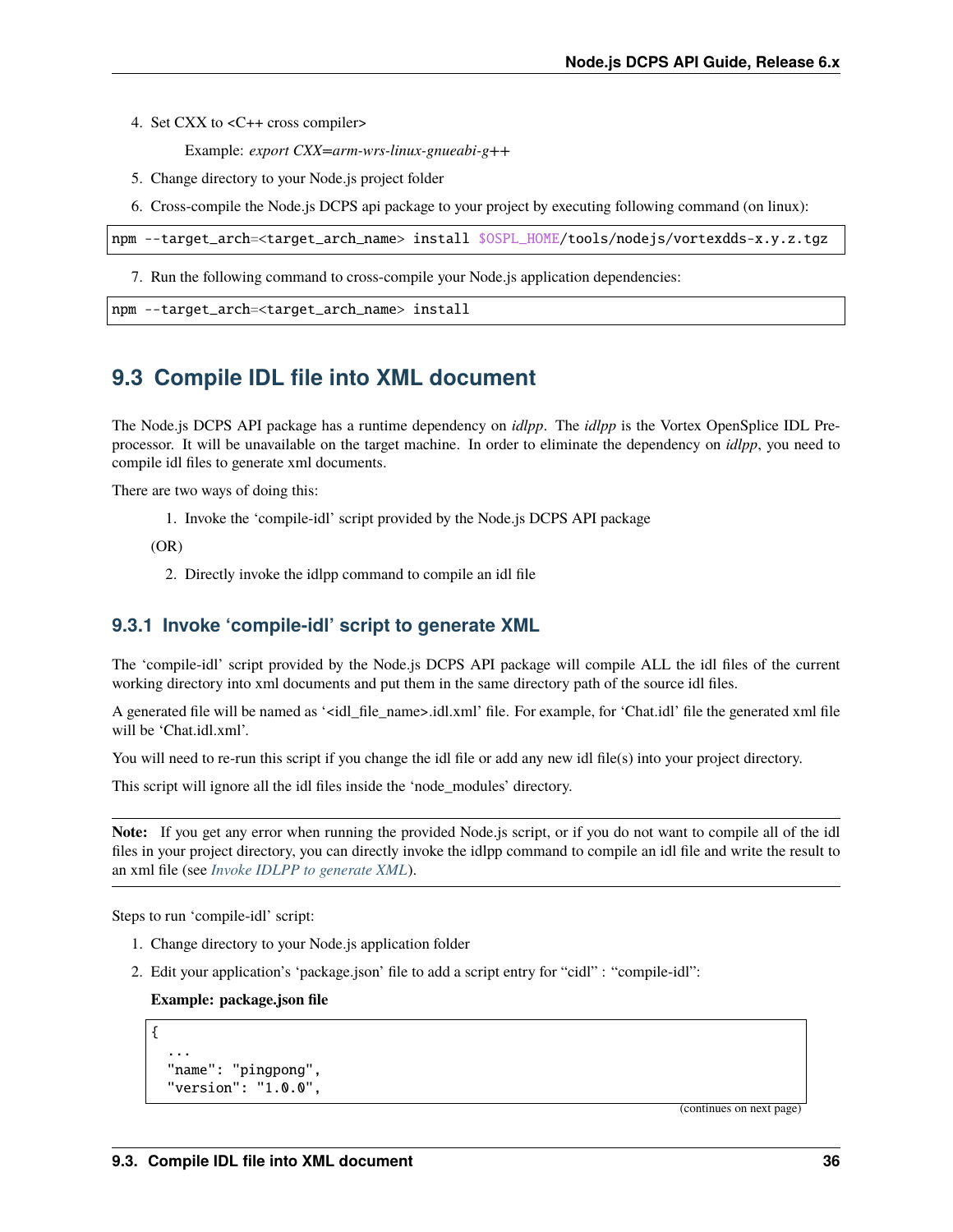4. Set CXX to <C++ cross compiler>

   Example: *export CXX=arm-wrs-linux-gnueabi-g++*

5. Change directory to your Node.js project folder

6. Cross-compile the Node.js DCPS api package to your project by executing following command (on linux):

```
npm --target_arch=<target_arch_name> install $OSPL_HOME/tools/nodejs/vortexdds-x.y.z.tgz
```

7. Run the following command to cross-compile your Node.js application dependencies:

```
npm --target_arch=<target_arch_name> install
```

## 9.3 Compile IDL file into XML document

The Node.js DCPS API package has a runtime dependency on *idlpp*. The *idlpp* is the Vortex OpenSplice IDL Pre-processor. It will be unavailable on the target machine. In order to eliminate the dependency on *idlpp*, you need to compile idl files to generate xml documents.

There are two ways of doing this:

1. Invoke the 'compile-idl' script provided by the Node.js DCPS API package

(OR)

2. Directly invoke the idlpp command to compile an idl file

### 9.3.1 Invoke 'compile-idl' script to generate XML

The 'compile-idl' script provided by the Node.js DCPS API package will compile ALL the idl files of the current working directory into xml documents and put them in the same directory path of the source idl files.

A generated file will be named as '<idl_file_name>.idl.xml' file. For example, for 'Chat.idl' file the generated xml file will be 'Chat.idl.xml'.

You will need to re-run this script if you change the idl file or add any new idl file(s) into your project directory.

This script will ignore all the idl files inside the 'node_modules' directory.

**Note:** If you get any error when running the provided Node.js script, or if you do not want to compile all of the idl files in your project directory, you can directly invoke the idlpp command to compile an idl file and write the result to an xml file (see *Invoke IDLPP to generate XML*).

Steps to run 'compile-idl' script:

1. Change directory to your Node.js application folder

2. Edit your application's 'package.json' file to add a script entry for "cidl" : "compile-idl":

   **Example: package.json file**

```
{
  ...
  "name": "pingpong",
  "version": "1.0.0",
```

(continues on next page)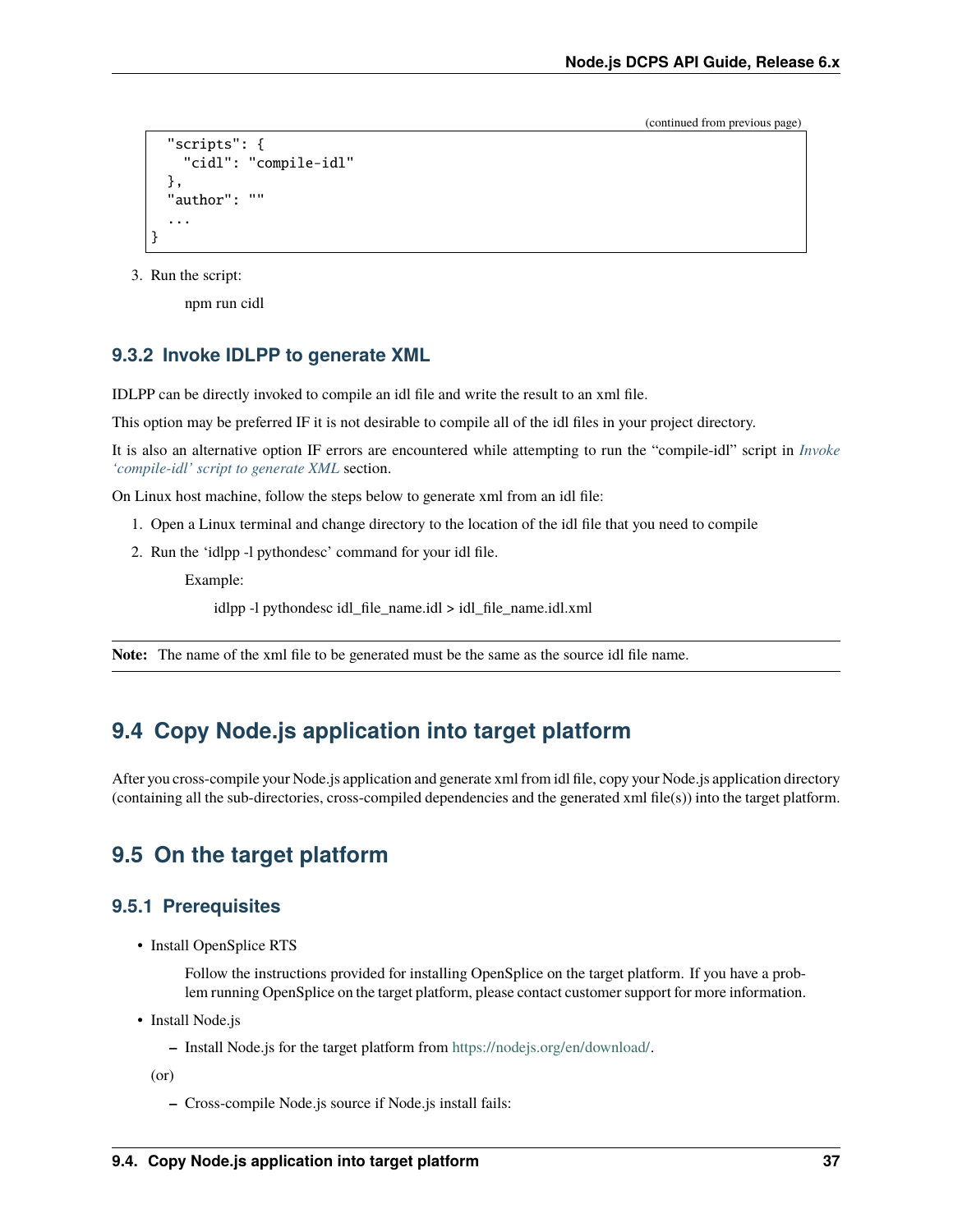(continued from previous page)

```
  "scripts": {
    "cidl": "compile-idl"
  },
  "author": ""
  ...
}
```

3. Run the script:

   npm run cidl

### 9.3.2 Invoke IDLPP to generate XML

IDLPP can be directly invoked to compile an idl file and write the result to an xml file.

This option may be preferred IF it is not desirable to compile all of the idl files in your project directory.

It is also an alternative option IF errors are encountered while attempting to run the "compile-idl" script in *Invoke 'compile-idl' script to generate XML* section.

On Linux host machine, follow the steps below to generate xml from an idl file:

1. Open a Linux terminal and change directory to the location of the idl file that you need to compile
2. Run the 'idlpp -l pythondesc' command for your idl file.

   Example:

      idlpp -l pythondesc idl_file_name.idl > idl_file_name.idl.xml

**Note:** The name of the xml file to be generated must be the same as the source idl file name.

## 9.4 Copy Node.js application into target platform

After you cross-compile your Node.js application and generate xml from idl file, copy your Node.js application directory (containing all the sub-directories, cross-compiled dependencies and the generated xml file(s)) into the target platform.

## 9.5 On the target platform

### 9.5.1 Prerequisites

- Install OpenSplice RTS

  Follow the instructions provided for installing OpenSplice on the target platform. If you have a problem running OpenSplice on the target platform, please contact customer support for more information.

- Install Node.js
  - Install Node.js for the target platform from https://nodejs.org/en/download/.

  (or)

  - Cross-compile Node.js source if Node.js install fails: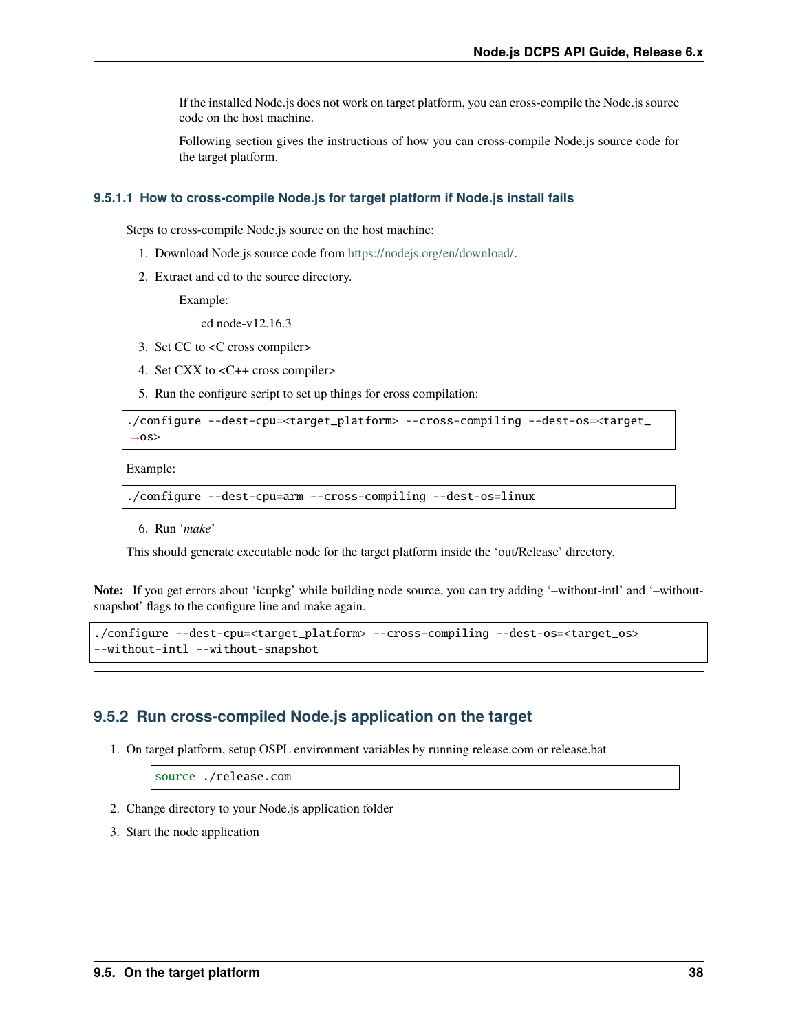If the installed Node.js does not work on target platform, you can cross-compile the Node.js source code on the host machine.

Following section gives the instructions of how you can cross-compile Node.js source code for the target platform.

#### 9.5.1.1 How to cross-compile Node.js for target platform if Node.js install fails

Steps to cross-compile Node.js source on the host machine:

1. Download Node.js source code from https://nodejs.org/en/download/.
2. Extract and cd to the source directory.

   Example:

   cd node-v12.16.3

3. Set CC to <C cross compiler>
4. Set CXX to <C++ cross compiler>
5. Run the configure script to set up things for cross compilation:

```
./configure --dest-cpu=<target_platform> --cross-compiling --dest-os=<target_os>
```

Example:

```
./configure --dest-cpu=arm --cross-compiling --dest-os=linux
```

6. Run '*make*'

This should generate executable node for the target platform inside the 'out/Release' directory.

**Note:** If you get errors about 'icupkg' while building node source, you can try adding '–without-intl' and '–without-snapshot' flags to the configure line and make again.

```
./configure --dest-cpu=<target_platform> --cross-compiling --dest-os=<target_os>
--without-intl --without-snapshot
```

### 9.5.2 Run cross-compiled Node.js application on the target

1. On target platform, setup OSPL environment variables by running release.com or release.bat

```
source ./release.com
```

2. Change directory to your Node.js application folder
3. Start the node application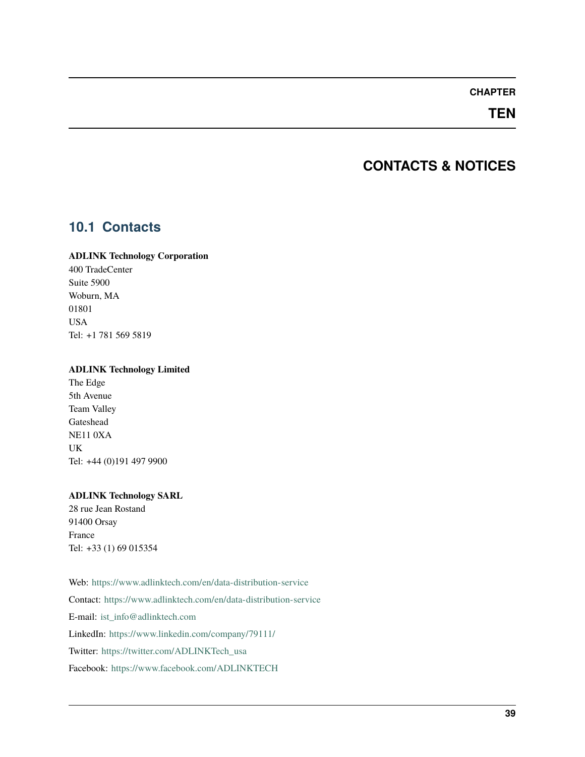# CHAPTER TEN

# CONTACTS & NOTICES

## 10.1 Contacts

**ADLINK Technology Corporation**
400 TradeCenter
Suite 5900
Woburn, MA
01801
USA
Tel: +1 781 569 5819

**ADLINK Technology Limited**
The Edge
5th Avenue
Team Valley
Gateshead
NE11 0XA
UK
Tel: +44 (0)191 497 9900

**ADLINK Technology SARL**
28 rue Jean Rostand
91400 Orsay
France
Tel: +33 (1) 69 015354

Web: https://www.adlinktech.com/en/data-distribution-service

Contact: https://www.adlinktech.com/en/data-distribution-service

E-mail: ist_info@adlinktech.com

LinkedIn: https://www.linkedin.com/company/79111/

Twitter: https://twitter.com/ADLINKTech_usa

Facebook: https://www.facebook.com/ADLINKTECH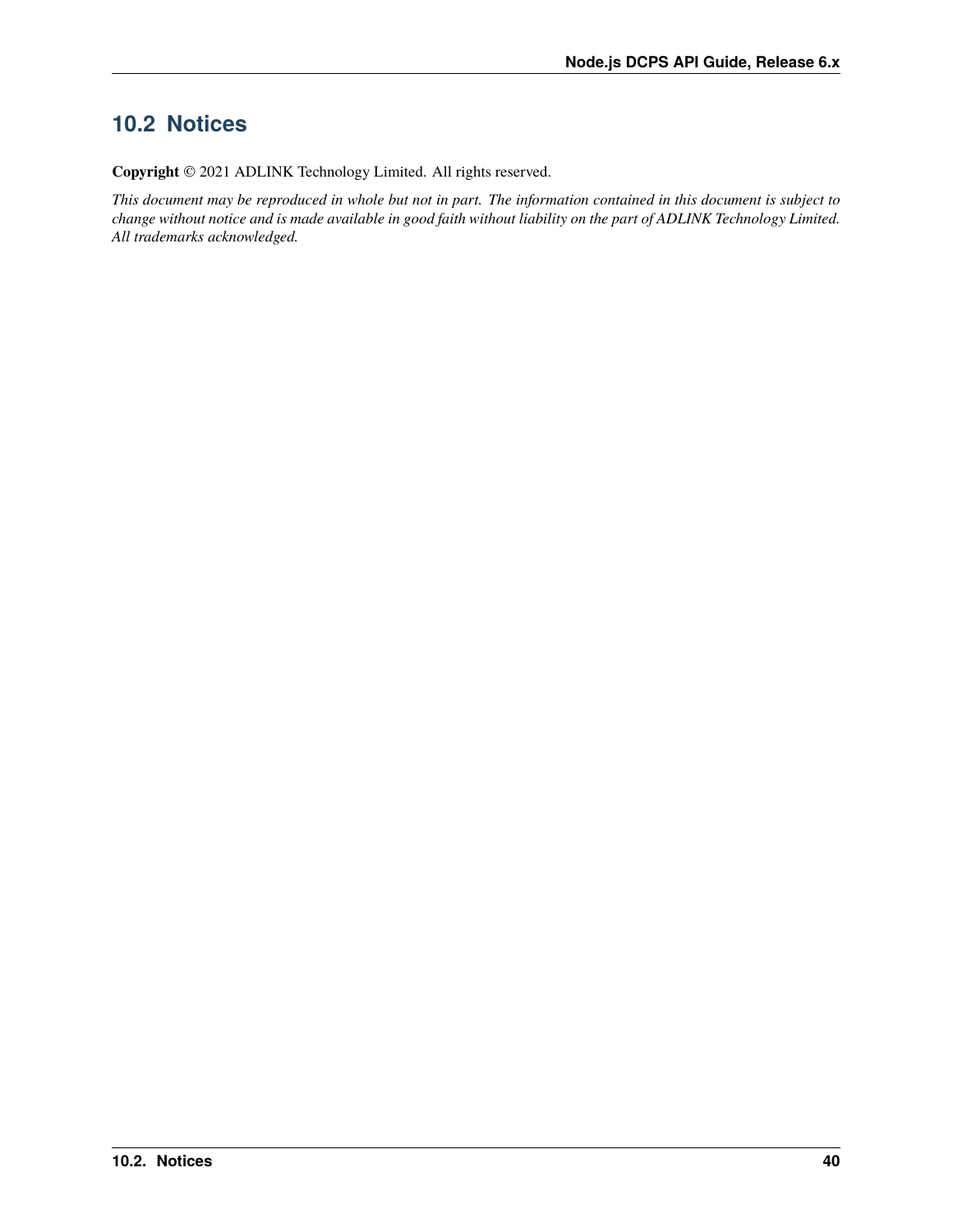## 10.2 Notices

**Copyright** © 2021 ADLINK Technology Limited. All rights reserved.

*This document may be reproduced in whole but not in part. The information contained in this document is subject to change without notice and is made available in good faith without liability on the part of ADLINK Technology Limited. All trademarks acknowledged.*